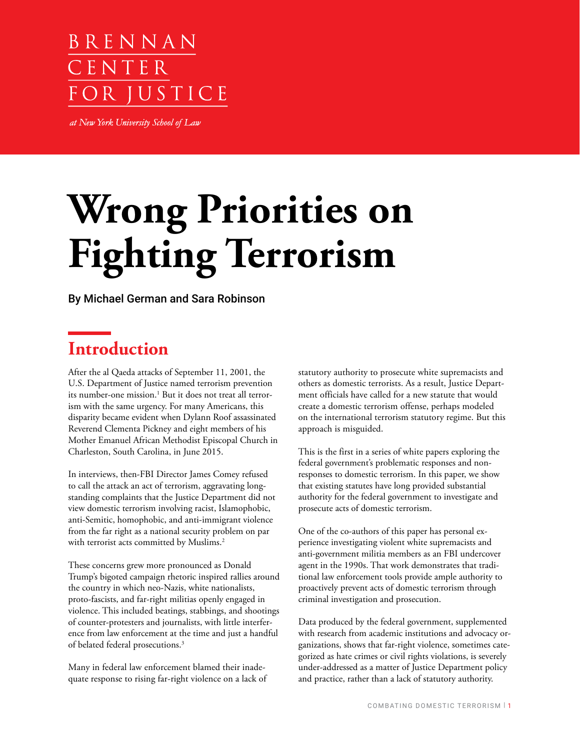BRENNAN CENTER FOR JUSTICE

*at New York University School of Law*

# Wrong Priorities on Fighting Terrorism

By Michael German and Sara Robinson

## Introduction

After the al Qaeda attacks of September 11, 2001, the U.S. Department of Justice named terrorism prevention its number-one mission.[1] But it does not treat all terrorism with the same urgency. For many Americans, this disparity became evident when Dylann Roof assassinated Reverend Clementa Pickney and eight members of his Mother Emanuel African Methodist Episcopal Church in Charleston, South Carolina, in June 2015.

In interviews, then-FBI Director James Comey refused to call the attack an act of terrorism, aggravating long-standing complaints that the Justice Department did not view domestic terrorism involving racist, Islamophobic, anti-Semitic, homophobic, and anti-immigrant violence from the far right as a national security problem on par with terrorist acts committed by Muslims.[2]

These concerns grew more pronounced as Donald Trump's bigoted campaign rhetoric inspired rallies around the country in which neo-Nazis, white nationalists, proto-fascists, and far-right militias openly engaged in violence. This included beatings, stabbings, and shootings of counter-protesters and journalists, with little interference from law enforcement at the time and just a handful of belated federal prosecutions.[3]

Many in federal law enforcement blamed their inadequate response to rising far-right violence on a lack of statutory authority to prosecute white supremacists and others as domestic terrorists. As a result, Justice Department officials have called for a new statute that would create a domestic terrorism offense, perhaps modeled on the international terrorism statutory regime. But this approach is misguided.

This is the first in a series of white papers exploring the federal government's problematic responses and non-responses to domestic terrorism. In this paper, we show that existing statutes have long provided substantial authority for the federal government to investigate and prosecute acts of domestic terrorism.

One of the co-authors of this paper has personal experience investigating violent white supremacists and anti-government militia members as an FBI undercover agent in the 1990s. That work demonstrates that traditional law enforcement tools provide ample authority to proactively prevent acts of domestic terrorism through criminal investigation and prosecution.

Data produced by the federal government, supplemented with research from academic institutions and advocacy organizations, shows that far-right violence, sometimes categorized as hate crimes or civil rights violations, is severely under-addressed as a matter of Justice Department policy and practice, rather than a lack of statutory authority.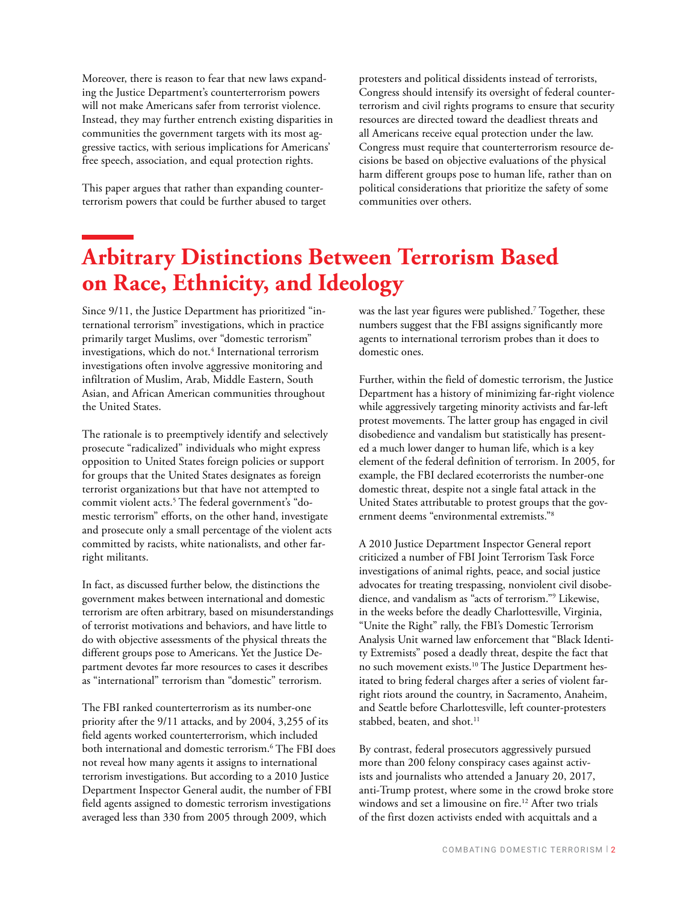Moreover, there is reason to fear that new laws expanding the Justice Department's counterterrorism powers will not make Americans safer from terrorist violence. Instead, they may further entrench existing disparities in communities the government targets with its most aggressive tactics, with serious implications for Americans' free speech, association, and equal protection rights.

This paper argues that rather than expanding counterterrorism powers that could be further abused to target protesters and political dissidents instead of terrorists, Congress should intensify its oversight of federal counterterrorism and civil rights programs to ensure that security resources are directed toward the deadliest threats and all Americans receive equal protection under the law. Congress must require that counterterrorism resource decisions be based on objective evaluations of the physical harm different groups pose to human life, rather than on political considerations that prioritize the safety of some communities over others.

## Arbitrary Distinctions Between Terrorism Based on Race, Ethnicity, and Ideology

Since 9/11, the Justice Department has prioritized "international terrorism" investigations, which in practice primarily target Muslims, over "domestic terrorism" investigations, which do not.[4] International terrorism investigations often involve aggressive monitoring and infiltration of Muslim, Arab, Middle Eastern, South Asian, and African American communities throughout the United States.

The rationale is to preemptively identify and selectively prosecute "radicalized" individuals who might express opposition to United States foreign policies or support for groups that the United States designates as foreign terrorist organizations but that have not attempted to commit violent acts.[5] The federal government's "domestic terrorism" efforts, on the other hand, investigate and prosecute only a small percentage of the violent acts committed by racists, white nationalists, and other far-right militants.

In fact, as discussed further below, the distinctions the government makes between international and domestic terrorism are often arbitrary, based on misunderstandings of terrorist motivations and behaviors, and have little to do with objective assessments of the physical threats the different groups pose to Americans. Yet the Justice Department devotes far more resources to cases it describes as "international" terrorism than "domestic" terrorism.

The FBI ranked counterterrorism as its number-one priority after the 9/11 attacks, and by 2004, 3,255 of its field agents worked counterterrorism, which included both international and domestic terrorism.[6] The FBI does not reveal how many agents it assigns to international terrorism investigations. But according to a 2010 Justice Department Inspector General audit, the number of FBI field agents assigned to domestic terrorism investigations averaged less than 330 from 2005 through 2009, which was the last year figures were published.[7] Together, these numbers suggest that the FBI assigns significantly more agents to international terrorism probes than it does to domestic ones.

Further, within the field of domestic terrorism, the Justice Department has a history of minimizing far-right violence while aggressively targeting minority activists and far-left protest movements. The latter group has engaged in civil disobedience and vandalism but statistically has presented a much lower danger to human life, which is a key element of the federal definition of terrorism. In 2005, for example, the FBI declared ecoterrorists the number-one domestic threat, despite not a single fatal attack in the United States attributable to protest groups that the government deems "environmental extremists."[8]

A 2010 Justice Department Inspector General report criticized a number of FBI Joint Terrorism Task Force investigations of animal rights, peace, and social justice advocates for treating trespassing, nonviolent civil disobedience, and vandalism as "acts of terrorism."[9] Likewise, in the weeks before the deadly Charlottesville, Virginia, "Unite the Right" rally, the FBI's Domestic Terrorism Analysis Unit warned law enforcement that "Black Identity Extremists" posed a deadly threat, despite the fact that no such movement exists.[10] The Justice Department hesitated to bring federal charges after a series of violent far-right riots around the country, in Sacramento, Anaheim, and Seattle before Charlottesville, left counter-protesters stabbed, beaten, and shot.[11]

By contrast, federal prosecutors aggressively pursued more than 200 felony conspiracy cases against activists and journalists who attended a January 20, 2017, anti-Trump protest, where some in the crowd broke store windows and set a limousine on fire.[12] After two trials of the first dozen activists ended with acquittals and a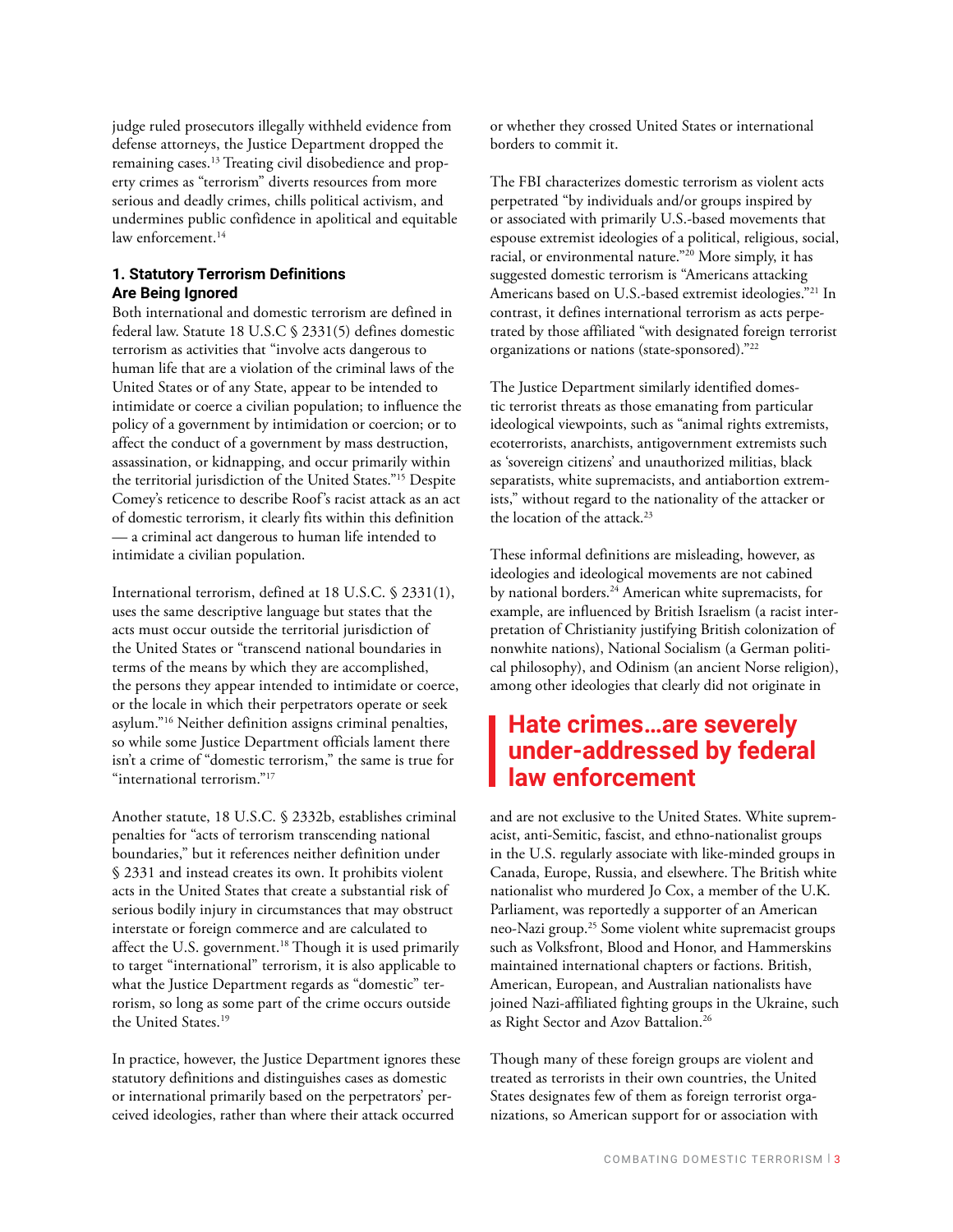judge ruled prosecutors illegally withheld evidence from defense attorneys, the Justice Department dropped the remaining cases.[13] Treating civil disobedience and property crimes as "terrorism" diverts resources from more serious and deadly crimes, chills political activism, and undermines public confidence in apolitical and equitable law enforcement.[14]

### 1. Statutory Terrorism Definitions Are Being Ignored

Both international and domestic terrorism are defined in federal law. Statute 18 U.S.C § 2331(5) defines domestic terrorism as activities that "involve acts dangerous to human life that are a violation of the criminal laws of the United States or of any State, appear to be intended to intimidate or coerce a civilian population; to influence the policy of a government by intimidation or coercion; or to affect the conduct of a government by mass destruction, assassination, or kidnapping, and occur primarily within the territorial jurisdiction of the United States."[15] Despite Comey's reticence to describe Roof's racist attack as an act of domestic terrorism, it clearly fits within this definition — a criminal act dangerous to human life intended to intimidate a civilian population.

International terrorism, defined at 18 U.S.C. § 2331(1), uses the same descriptive language but states that the acts must occur outside the territorial jurisdiction of the United States or "transcend national boundaries in terms of the means by which they are accomplished, the persons they appear intended to intimidate or coerce, or the locale in which their perpetrators operate or seek asylum."[16] Neither definition assigns criminal penalties, so while some Justice Department officials lament there isn't a crime of "domestic terrorism," the same is true for "international terrorism."[17]

Another statute, 18 U.S.C. § 2332b, establishes criminal penalties for "acts of terrorism transcending national boundaries," but it references neither definition under § 2331 and instead creates its own. It prohibits violent acts in the United States that create a substantial risk of serious bodily injury in circumstances that may obstruct interstate or foreign commerce and are calculated to affect the U.S. government.[18] Though it is used primarily to target "international" terrorism, it is also applicable to what the Justice Department regards as "domestic" terrorism, so long as some part of the crime occurs outside the United States.[19]

In practice, however, the Justice Department ignores these statutory definitions and distinguishes cases as domestic or international primarily based on the perpetrators' perceived ideologies, rather than where their attack occurred or whether they crossed United States or international borders to commit it.

The FBI characterizes domestic terrorism as violent acts perpetrated "by individuals and/or groups inspired by or associated with primarily U.S.-based movements that espouse extremist ideologies of a political, religious, social, racial, or environmental nature."[20] More simply, it has suggested domestic terrorism is "Americans attacking Americans based on U.S.-based extremist ideologies."[21] In contrast, it defines international terrorism as acts perpetrated by those affiliated "with designated foreign terrorist organizations or nations (state-sponsored)."[22]

The Justice Department similarly identified domestic terrorist threats as those emanating from particular ideological viewpoints, such as "animal rights extremists, ecoterrorists, anarchists, antigovernment extremists such as 'sovereign citizens' and unauthorized militias, black separatists, white supremacists, and antiabortion extremists," without regard to the nationality of the attacker or the location of the attack.[23]

These informal definitions are misleading, however, as ideologies and ideological movements are not cabined by national borders.[24] American white supremacists, for example, are influenced by British Israelism (a racist interpretation of Christianity justifying British colonization of nonwhite nations), National Socialism (a German political philosophy), and Odinism (an ancient Norse religion), among other ideologies that clearly did not originate in and are not exclusive to the United States. White supremacist, anti-Semitic, fascist, and ethno-nationalist groups in the U.S. regularly associate with like-minded groups in Canada, Europe, Russia, and elsewhere. The British white nationalist who murdered Jo Cox, a member of the U.K. Parliament, was reportedly a supporter of an American neo-Nazi group.[25] Some violent white supremacist groups such as Volksfront, Blood and Honor, and Hammerskins maintained international chapters or factions. British, American, European, and Australian nationalists have joined Nazi-affiliated fighting groups in the Ukraine, such as Right Sector and Azov Battalion.[26]

> **Hate crimes…are severely under-addressed by federal law enforcement**

Though many of these foreign groups are violent and treated as terrorists in their own countries, the United States designates few of them as foreign terrorist organizations, so American support for or association with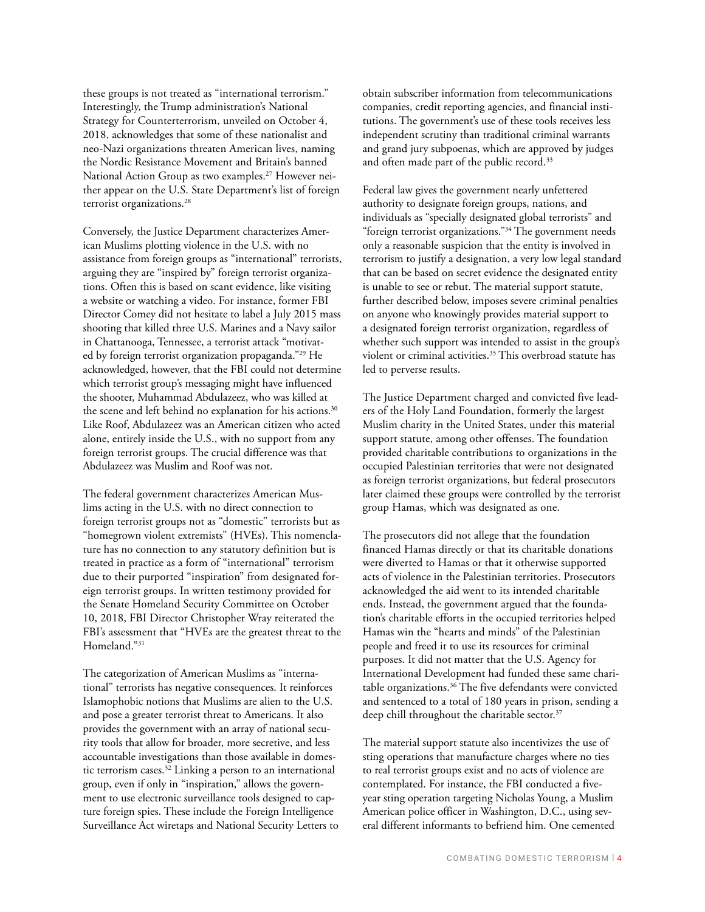these groups is not treated as "international terrorism." Interestingly, the Trump administration's National Strategy for Counterterrorism, unveiled on October 4, 2018, acknowledges that some of these nationalist and neo-Nazi organizations threaten American lives, naming the Nordic Resistance Movement and Britain's banned National Action Group as two examples.[27] However neither appear on the U.S. State Department's list of foreign terrorist organizations.[28]

Conversely, the Justice Department characterizes American Muslims plotting violence in the U.S. with no assistance from foreign groups as "international" terrorists, arguing they are "inspired by" foreign terrorist organizations. Often this is based on scant evidence, like visiting a website or watching a video. For instance, former FBI Director Comey did not hesitate to label a July 2015 mass shooting that killed three U.S. Marines and a Navy sailor in Chattanooga, Tennessee, a terrorist attack "motivated by foreign terrorist organization propaganda."[29] He acknowledged, however, that the FBI could not determine which terrorist group's messaging might have influenced the shooter, Muhammad Abdulazeez, who was killed at the scene and left behind no explanation for his actions.[30] Like Roof, Abdulazeez was an American citizen who acted alone, entirely inside the U.S., with no support from any foreign terrorist groups. The crucial difference was that Abdulazeez was Muslim and Roof was not.

The federal government characterizes American Muslims acting in the U.S. with no direct connection to foreign terrorist groups not as "domestic" terrorists but as "homegrown violent extremists" (HVEs). This nomenclature has no connection to any statutory definition but is treated in practice as a form of "international" terrorism due to their purported "inspiration" from designated foreign terrorist groups. In written testimony provided for the Senate Homeland Security Committee on October 10, 2018, FBI Director Christopher Wray reiterated the FBI's assessment that "HVEs are the greatest threat to the Homeland."[31]

The categorization of American Muslims as "international" terrorists has negative consequences. It reinforces Islamophobic notions that Muslims are alien to the U.S. and pose a greater terrorist threat to Americans. It also provides the government with an array of national security tools that allow for broader, more secretive, and less accountable investigations than those available in domestic terrorism cases.[32] Linking a person to an international group, even if only in "inspiration," allows the government to use electronic surveillance tools designed to capture foreign spies. These include the Foreign Intelligence Surveillance Act wiretaps and National Security Letters to obtain subscriber information from telecommunications companies, credit reporting agencies, and financial institutions. The government's use of these tools receives less independent scrutiny than traditional criminal warrants and grand jury subpoenas, which are approved by judges and often made part of the public record.[33]

Federal law gives the government nearly unfettered authority to designate foreign groups, nations, and individuals as "specially designated global terrorists" and "foreign terrorist organizations."[34] The government needs only a reasonable suspicion that the entity is involved in terrorism to justify a designation, a very low legal standard that can be based on secret evidence the designated entity is unable to see or rebut. The material support statute, further described below, imposes severe criminal penalties on anyone who knowingly provides material support to a designated foreign terrorist organization, regardless of whether such support was intended to assist in the group's violent or criminal activities.[35] This overbroad statute has led to perverse results.

The Justice Department charged and convicted five leaders of the Holy Land Foundation, formerly the largest Muslim charity in the United States, under this material support statute, among other offenses. The foundation provided charitable contributions to organizations in the occupied Palestinian territories that were not designated as foreign terrorist organizations, but federal prosecutors later claimed these groups were controlled by the terrorist group Hamas, which was designated as one.

The prosecutors did not allege that the foundation financed Hamas directly or that its charitable donations were diverted to Hamas or that it otherwise supported acts of violence in the Palestinian territories. Prosecutors acknowledged the aid went to its intended charitable ends. Instead, the government argued that the foundation's charitable efforts in the occupied territories helped Hamas win the "hearts and minds" of the Palestinian people and freed it to use its resources for criminal purposes. It did not matter that the U.S. Agency for International Development had funded these same charitable organizations.[36] The five defendants were convicted and sentenced to a total of 180 years in prison, sending a deep chill throughout the charitable sector.[37]

The material support statute also incentivizes the use of sting operations that manufacture charges where no ties to real terrorist groups exist and no acts of violence are contemplated. For instance, the FBI conducted a five-year sting operation targeting Nicholas Young, a Muslim American police officer in Washington, D.C., using several different informants to befriend him. One cemented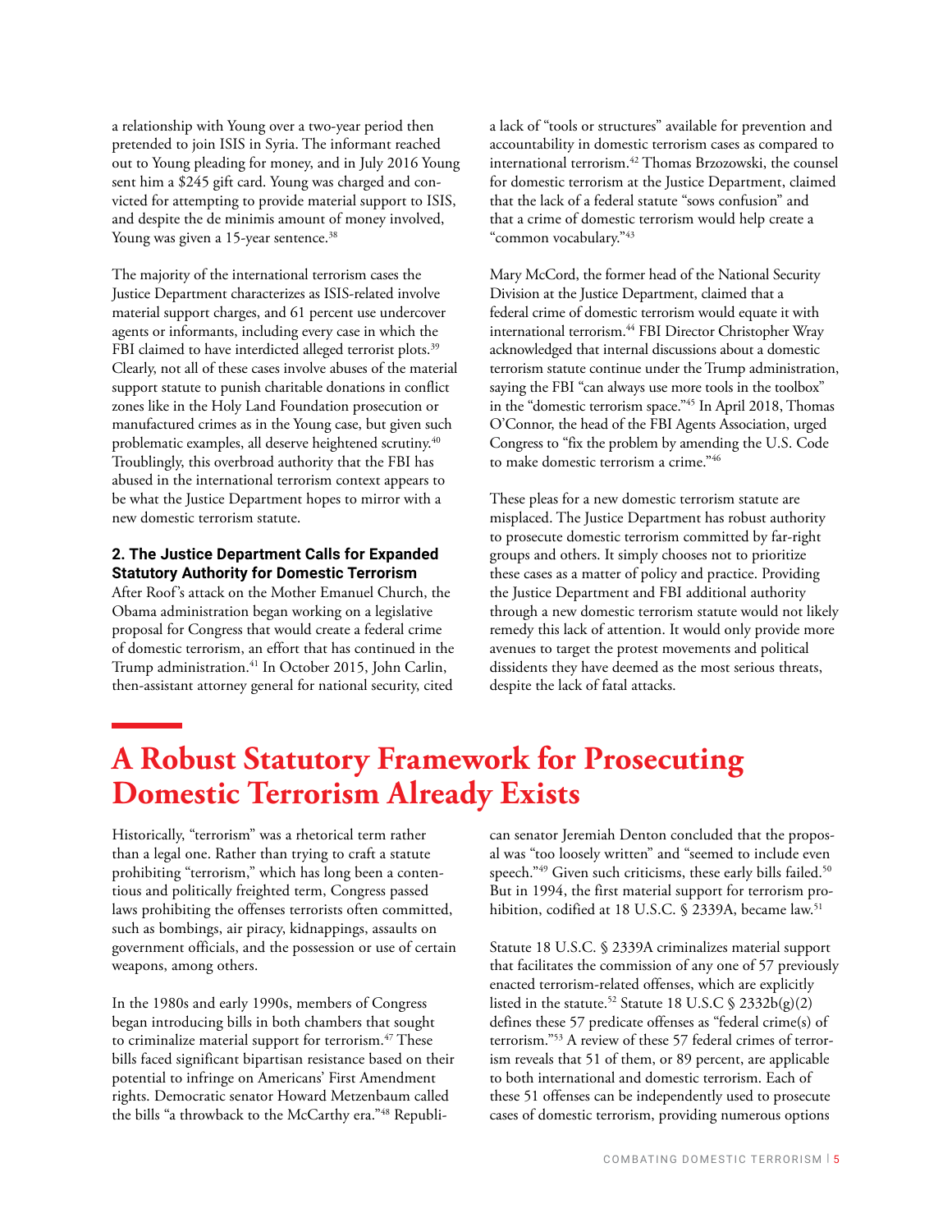a relationship with Young over a two-year period then pretended to join ISIS in Syria. The informant reached out to Young pleading for money, and in July 2016 Young sent him a $245 gift card. Young was charged and convicted for attempting to provide material support to ISIS, and despite the de minimis amount of money involved, Young was given a 15-year sentence.[38]

The majority of the international terrorism cases the Justice Department characterizes as ISIS-related involve material support charges, and 61 percent use undercover agents or informants, including every case in which the FBI claimed to have interdicted alleged terrorist plots.[39] Clearly, not all of these cases involve abuses of the material support statute to punish charitable donations in conflict zones like in the Holy Land Foundation prosecution or manufactured crimes as in the Young case, but given such problematic examples, all deserve heightened scrutiny.[40] Troublingly, this overbroad authority that the FBI has abused in the international terrorism context appears to be what the Justice Department hopes to mirror with a new domestic terrorism statute.

### 2. The Justice Department Calls for Expanded Statutory Authority for Domestic Terrorism

After Roof's attack on the Mother Emanuel Church, the Obama administration began working on a legislative proposal for Congress that would create a federal crime of domestic terrorism, an effort that has continued in the Trump administration.[41] In October 2015, John Carlin, then-assistant attorney general for national security, cited a lack of "tools or structures" available for prevention and accountability in domestic terrorism cases as compared to international terrorism.[42] Thomas Brzozowski, the counsel for domestic terrorism at the Justice Department, claimed that the lack of a federal statute "sows confusion" and that a crime of domestic terrorism would help create a "common vocabulary."[43]

Mary McCord, the former head of the National Security Division at the Justice Department, claimed that a federal crime of domestic terrorism would equate it with international terrorism.[44] FBI Director Christopher Wray acknowledged that internal discussions about a domestic terrorism statute continue under the Trump administration, saying the FBI "can always use more tools in the toolbox" in the "domestic terrorism space."[45] In April 2018, Thomas O'Connor, the head of the FBI Agents Association, urged Congress to "fix the problem by amending the U.S. Code to make domestic terrorism a crime."[46]

These pleas for a new domestic terrorism statute are misplaced. The Justice Department has robust authority to prosecute domestic terrorism committed by far-right groups and others. It simply chooses not to prioritize these cases as a matter of policy and practice. Providing the Justice Department and FBI additional authority through a new domestic terrorism statute would not likely remedy this lack of attention. It would only provide more avenues to target the protest movements and political dissidents they have deemed as the most serious threats, despite the lack of fatal attacks.

## A Robust Statutory Framework for Prosecuting Domestic Terrorism Already Exists

Historically, "terrorism" was a rhetorical term rather than a legal one. Rather than trying to craft a statute prohibiting "terrorism," which has long been a contentious and politically freighted term, Congress passed laws prohibiting the offenses terrorists often committed, such as bombings, air piracy, kidnappings, assaults on government officials, and the possession or use of certain weapons, among others.

In the 1980s and early 1990s, members of Congress began introducing bills in both chambers that sought to criminalize material support for terrorism.[47] These bills faced significant bipartisan resistance based on their potential to infringe on Americans' First Amendment rights. Democratic senator Howard Metzenbaum called the bills "a throwback to the McCarthy era."[48] Republican senator Jeremiah Denton concluded that the proposal was "too loosely written" and "seemed to include even speech."[49] Given such criticisms, these early bills failed.[50] But in 1994, the first material support for terrorism prohibition, codified at 18 U.S.C. § 2339A, became law.[51]

Statute 18 U.S.C. § 2339A criminalizes material support that facilitates the commission of any one of 57 previously enacted terrorism-related offenses, which are explicitly listed in the statute.[52] Statute 18 U.S.C § 2332b(g)(2) defines these 57 predicate offenses as "federal crime(s) of terrorism."[53] A review of these 57 federal crimes of terrorism reveals that 51 of them, or 89 percent, are applicable to both international and domestic terrorism. Each of these 51 offenses can be independently used to prosecute cases of domestic terrorism, providing numerous options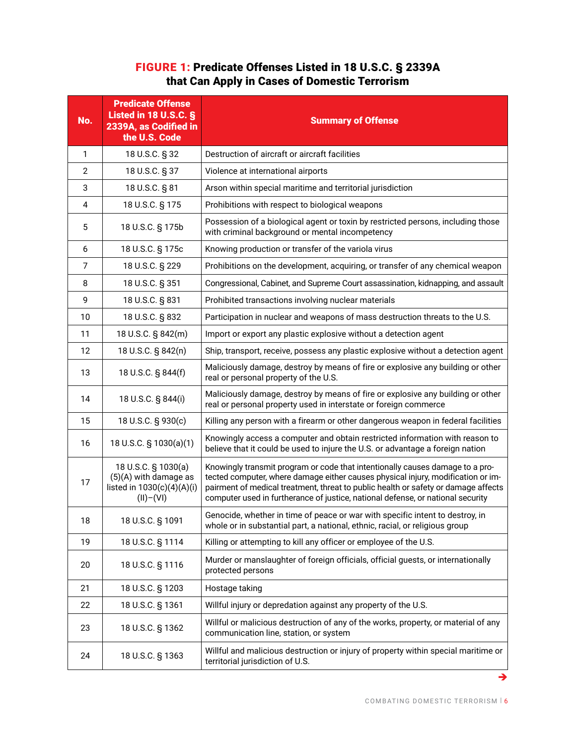**FIGURE 1: Predicate Offenses Listed in 18 U.S.C. § 2339A that Can Apply in Cases of Domestic Terrorism**

| No. | Predicate Offense Listed in 18 U.S.C. § 2339A, as Codified in the U.S. Code | Summary of Offense |
|---|---|---|
| 1 | 18 U.S.C. § 32 | Destruction of aircraft or aircraft facilities |
| 2 | 18 U.S.C. § 37 | Violence at international airports |
| 3 | 18 U.S.C. § 81 | Arson within special maritime and territorial jurisdiction |
| 4 | 18 U.S.C. § 175 | Prohibitions with respect to biological weapons |
| 5 | 18 U.S.C. § 175b | Possession of a biological agent or toxin by restricted persons, including those with criminal background or mental incompetency |
| 6 | 18 U.S.C. § 175c | Knowing production or transfer of the variola virus |
| 7 | 18 U.S.C. § 229 | Prohibitions on the development, acquiring, or transfer of any chemical weapon |
| 8 | 18 U.S.C. § 351 | Congressional, Cabinet, and Supreme Court assassination, kidnapping, and assault |
| 9 | 18 U.S.C. § 831 | Prohibited transactions involving nuclear materials |
| 10 | 18 U.S.C. § 832 | Participation in nuclear and weapons of mass destruction threats to the U.S. |
| 11 | 18 U.S.C. § 842(m) | Import or export any plastic explosive without a detection agent |
| 12 | 18 U.S.C. § 842(n) | Ship, transport, receive, possess any plastic explosive without a detection agent |
| 13 | 18 U.S.C. § 844(f) | Maliciously damage, destroy by means of fire or explosive any building or other real or personal property of the U.S. |
| 14 | 18 U.S.C. § 844(i) | Maliciously damage, destroy by means of fire or explosive any building or other real or personal property used in interstate or foreign commerce |
| 15 | 18 U.S.C. § 930(c) | Killing any person with a firearm or other dangerous weapon in federal facilities |
| 16 | 18 U.S.C. § 1030(a)(1) | Knowingly access a computer and obtain restricted information with reason to believe that it could be used to injure the U.S. or advantage a foreign nation |
| 17 | 18 U.S.C. § 1030(a)(5)(A) with damage as listed in 1030(c)(4)(A)(i)(II)–(VI) | Knowingly transmit program or code that intentionally causes damage to a protected computer, where damage either causes physical injury, modification or impairment of medical treatment, threat to public health or safety or damage affects computer used in furtherance of justice, national defense, or national security |
| 18 | 18 U.S.C. § 1091 | Genocide, whether in time of peace or war with specific intent to destroy, in whole or in substantial part, a national, ethnic, racial, or religious group |
| 19 | 18 U.S.C. § 1114 | Killing or attempting to kill any officer or employee of the U.S. |
| 20 | 18 U.S.C. § 1116 | Murder or manslaughter of foreign officials, official guests, or internationally protected persons |
| 21 | 18 U.S.C. § 1203 | Hostage taking |
| 22 | 18 U.S.C. § 1361 | Willful injury or depredation against any property of the U.S. |
| 23 | 18 U.S.C. § 1362 | Willful or malicious destruction of any of the works, property, or material of any communication line, station, or system |
| 24 | 18 U.S.C. § 1363 | Willful and malicious destruction or injury of property within special maritime or territorial jurisdiction of U.S. |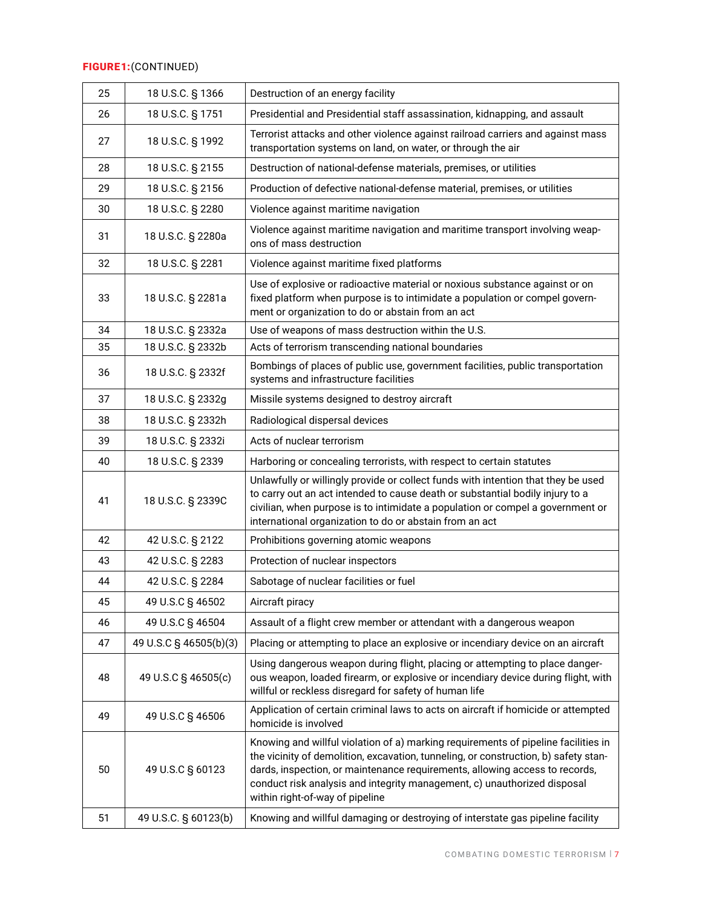**FIGURE 1:** (CONTINUED)

| | | |
|---|---|---|
| 25 | 18 U.S.C. § 1366 | Destruction of an energy facility |
| 26 | 18 U.S.C. § 1751 | Presidential and Presidential staff assassination, kidnapping, and assault |
| 27 | 18 U.S.C. § 1992 | Terrorist attacks and other violence against railroad carriers and against mass transportation systems on land, on water, or through the air |
| 28 | 18 U.S.C. § 2155 | Destruction of national-defense materials, premises, or utilities |
| 29 | 18 U.S.C. § 2156 | Production of defective national-defense material, premises, or utilities |
| 30 | 18 U.S.C. § 2280 | Violence against maritime navigation |
| 31 | 18 U.S.C. § 2280a | Violence against maritime navigation and maritime transport involving weapons of mass destruction |
| 32 | 18 U.S.C. § 2281 | Violence against maritime fixed platforms |
| 33 | 18 U.S.C. § 2281a | Use of explosive or radioactive material or noxious substance against or on fixed platform when purpose is to intimidate a population or compel government or organization to do or abstain from an act |
| 34 | 18 U.S.C. § 2332a | Use of weapons of mass destruction within the U.S. |
| 35 | 18 U.S.C. § 2332b | Acts of terrorism transcending national boundaries |
| 36 | 18 U.S.C. § 2332f | Bombings of places of public use, government facilities, public transportation systems and infrastructure facilities |
| 37 | 18 U.S.C. § 2332g | Missile systems designed to destroy aircraft |
| 38 | 18 U.S.C. § 2332h | Radiological dispersal devices |
| 39 | 18 U.S.C. § 2332i | Acts of nuclear terrorism |
| 40 | 18 U.S.C. § 2339 | Harboring or concealing terrorists, with respect to certain statutes |
| 41 | 18 U.S.C. § 2339C | Unlawfully or willingly provide or collect funds with intention that they be used to carry out an act intended to cause death or substantial bodily injury to a civilian, when purpose is to intimidate a population or compel a government or international organization to do or abstain from an act |
| 42 | 42 U.S.C. § 2122 | Prohibitions governing atomic weapons |
| 43 | 42 U.S.C. § 2283 | Protection of nuclear inspectors |
| 44 | 42 U.S.C. § 2284 | Sabotage of nuclear facilities or fuel |
| 45 | 49 U.S.C § 46502 | Aircraft piracy |
| 46 | 49 U.S.C § 46504 | Assault of a flight crew member or attendant with a dangerous weapon |
| 47 | 49 U.S.C § 46505(b)(3) | Placing or attempting to place an explosive or incendiary device on an aircraft |
| 48 | 49 U.S.C § 46505(c) | Using dangerous weapon during flight, placing or attempting to place dangerous weapon, loaded firearm, or explosive or incendiary device during flight, with willful or reckless disregard for safety of human life |
| 49 | 49 U.S.C § 46506 | Application of certain criminal laws to acts on aircraft if homicide or attempted homicide is involved |
| 50 | 49 U.S.C § 60123 | Knowing and willful violation of a) marking requirements of pipeline facilities in the vicinity of demolition, excavation, tunneling, or construction, b) safety standards, inspection, or maintenance requirements, allowing access to records, conduct risk analysis and integrity management, c) unauthorized disposal within right-of-way of pipeline |
| 51 | 49 U.S.C. § 60123(b) | Knowing and willful damaging or destroying of interstate gas pipeline facility |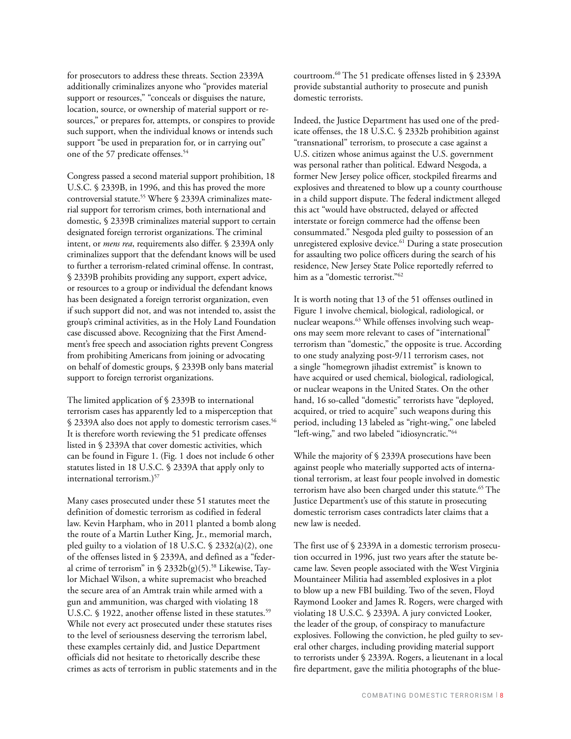for prosecutors to address these threats. Section 2339A additionally criminalizes anyone who "provides material support or resources," "conceals or disguises the nature, location, source, or ownership of material support or resources," or prepares for, attempts, or conspires to provide such support, when the individual knows or intends such support "be used in preparation for, or in carrying out" one of the 57 predicate offenses.[54]

Congress passed a second material support prohibition, 18 U.S.C. § 2339B, in 1996, and this has proved the more controversial statute.[55] Where § 2339A criminalizes material support for terrorism crimes, both international and domestic, § 2339B criminalizes material support to certain designated foreign terrorist organizations. The criminal intent, or *mens rea*, requirements also differ. § 2339A only criminalizes support that the defendant knows will be used to further a terrorism-related criminal offense. In contrast, § 2339B prohibits providing any support, expert advice, or resources to a group or individual the defendant knows has been designated a foreign terrorist organization, even if such support did not, and was not intended to, assist the group's criminal activities, as in the Holy Land Foundation case discussed above. Recognizing that the First Amendment's free speech and association rights prevent Congress from prohibiting Americans from joining or advocating on behalf of domestic groups, § 2339B only bans material support to foreign terrorist organizations.

The limited application of § 2339B to international terrorism cases has apparently led to a misperception that § 2339A also does not apply to domestic terrorism cases.[56] It is therefore worth reviewing the 51 predicate offenses listed in § 2339A that cover domestic activities, which can be found in Figure 1. (Fig. 1 does not include 6 other statutes listed in 18 U.S.C. § 2339A that apply only to international terrorism.)[57]

Many cases prosecuted under these 51 statutes meet the definition of domestic terrorism as codified in federal law. Kevin Harpham, who in 2011 planted a bomb along the route of a Martin Luther King, Jr., memorial march, pled guilty to a violation of 18 U.S.C. § 2332(a)(2), one of the offenses listed in § 2339A, and defined as a "federal crime of terrorism" in § 2332b(g)(5).[58] Likewise, Taylor Michael Wilson, a white supremacist who breached the secure area of an Amtrak train while armed with a gun and ammunition, was charged with violating 18 U.S.C. § 1922, another offense listed in these statutes.[59] While not every act prosecuted under these statutes rises to the level of seriousness deserving the terrorism label, these examples certainly did, and Justice Department officials did not hesitate to rhetorically describe these crimes as acts of terrorism in public statements and in the courtroom.[60] The 51 predicate offenses listed in § 2339A provide substantial authority to prosecute and punish domestic terrorists.

Indeed, the Justice Department has used one of the predicate offenses, the 18 U.S.C. § 2332b prohibition against "transnational" terrorism, to prosecute a case against a U.S. citizen whose animus against the U.S. government was personal rather than political. Edward Nesgoda, a former New Jersey police officer, stockpiled firearms and explosives and threatened to blow up a county courthouse in a child support dispute. The federal indictment alleged this act "would have obstructed, delayed or affected interstate or foreign commerce had the offense been consummated." Nesgoda pled guilty to possession of an unregistered explosive device.[61] During a state prosecution for assaulting two police officers during the search of his residence, New Jersey State Police reportedly referred to him as a "domestic terrorist."[62]

It is worth noting that 13 of the 51 offenses outlined in Figure 1 involve chemical, biological, radiological, or nuclear weapons.[63] While offenses involving such weapons may seem more relevant to cases of "international" terrorism than "domestic," the opposite is true. According to one study analyzing post-9/11 terrorism cases, not a single "homegrown jihadist extremist" is known to have acquired or used chemical, biological, radiological, or nuclear weapons in the United States. On the other hand, 16 so-called "domestic" terrorists have "deployed, acquired, or tried to acquire" such weapons during this period, including 13 labeled as "right-wing," one labeled "left-wing," and two labeled "idiosyncratic."[64]

While the majority of § 2339A prosecutions have been against people who materially supported acts of international terrorism, at least four people involved in domestic terrorism have also been charged under this statute.[65] The Justice Department's use of this statute in prosecuting domestic terrorism cases contradicts later claims that a new law is needed.

The first use of § 2339A in a domestic terrorism prosecution occurred in 1996, just two years after the statute became law. Seven people associated with the West Virginia Mountaineer Militia had assembled explosives in a plot to blow up a new FBI building. Two of the seven, Floyd Raymond Looker and James R. Rogers, were charged with violating 18 U.S.C. § 2339A. A jury convicted Looker, the leader of the group, of conspiracy to manufacture explosives. Following the conviction, he pled guilty to several other charges, including providing material support to terrorists under § 2339A. Rogers, a lieutenant in a local fire department, gave the militia photographs of the blue-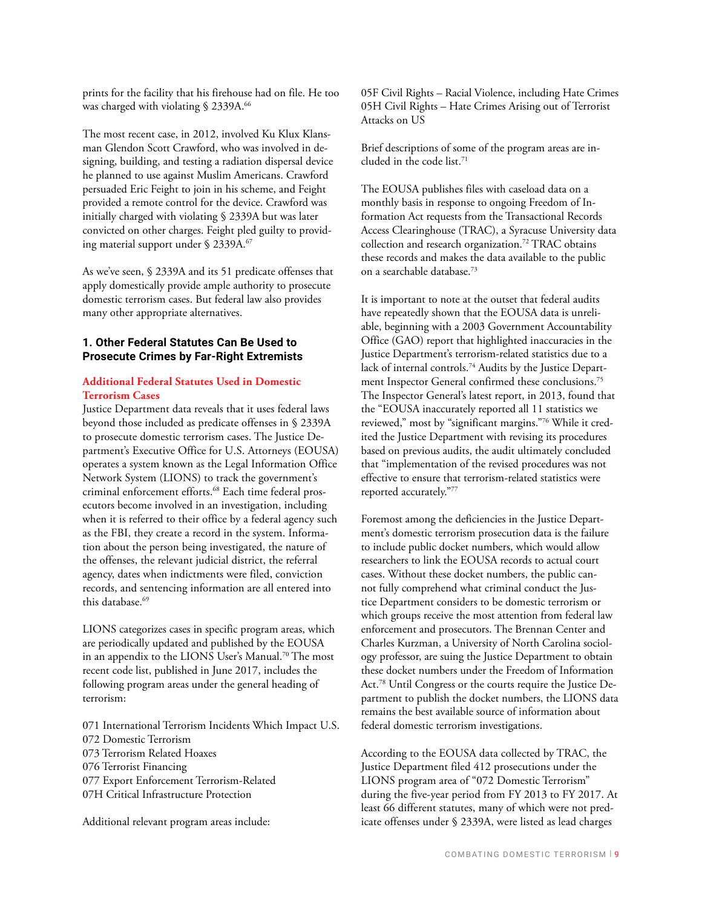prints for the facility that his firehouse had on file. He too was charged with violating § 2339A.[66]

The most recent case, in 2012, involved Ku Klux Klansman Glendon Scott Crawford, who was involved in designing, building, and testing a radiation dispersal device he planned to use against Muslim Americans. Crawford persuaded Eric Feight to join in his scheme, and Feight provided a remote control for the device. Crawford was initially charged with violating § 2339A but was later convicted on other charges. Feight pled guilty to providing material support under § 2339A.[67]

As we've seen, § 2339A and its 51 predicate offenses that apply domestically provide ample authority to prosecute domestic terrorism cases. But federal law also provides many other appropriate alternatives.

### 1. Other Federal Statutes Can Be Used to Prosecute Crimes by Far-Right Extremists

#### Additional Federal Statutes Used in Domestic Terrorism Cases

Justice Department data reveals that it uses federal laws beyond those included as predicate offenses in § 2339A to prosecute domestic terrorism cases. The Justice Department's Executive Office for U.S. Attorneys (EOUSA) operates a system known as the Legal Information Office Network System (LIONS) to track the government's criminal enforcement efforts.[68] Each time federal prosecutors become involved in an investigation, including when it is referred to their office by a federal agency such as the FBI, they create a record in the system. Information about the person being investigated, the nature of the offenses, the relevant judicial district, the referral agency, dates when indictments were filed, conviction records, and sentencing information are all entered into this database.[69]

LIONS categorizes cases in specific program areas, which are periodically updated and published by the EOUSA in an appendix to the LIONS User's Manual.[70] The most recent code list, published in June 2017, includes the following program areas under the general heading of terrorism:

071 International Terrorism Incidents Which Impact U.S.
072 Domestic Terrorism
073 Terrorism Related Hoaxes
076 Terrorist Financing
077 Export Enforcement Terrorism-Related
07H Critical Infrastructure Protection

Additional relevant program areas include:

05F Civil Rights – Racial Violence, including Hate Crimes
05H Civil Rights – Hate Crimes Arising out of Terrorist Attacks on US

Brief descriptions of some of the program areas are included in the code list.[71]

The EOUSA publishes files with caseload data on a monthly basis in response to ongoing Freedom of Information Act requests from the Transactional Records Access Clearinghouse (TRAC), a Syracuse University data collection and research organization.[72] TRAC obtains these records and makes the data available to the public on a searchable database.[73]

It is important to note at the outset that federal audits have repeatedly shown that the EOUSA data is unreliable, beginning with a 2003 Government Accountability Office (GAO) report that highlighted inaccuracies in the Justice Department's terrorism-related statistics due to a lack of internal controls.[74] Audits by the Justice Department Inspector General confirmed these conclusions.[75] The Inspector General's latest report, in 2013, found that the "EOUSA inaccurately reported all 11 statistics we reviewed," most by "significant margins."[76] While it credited the Justice Department with revising its procedures based on previous audits, the audit ultimately concluded that "implementation of the revised procedures was not effective to ensure that terrorism-related statistics were reported accurately."[77]

Foremost among the deficiencies in the Justice Department's domestic terrorism prosecution data is the failure to include public docket numbers, which would allow researchers to link the EOUSA records to actual court cases. Without these docket numbers, the public cannot fully comprehend what criminal conduct the Justice Department considers to be domestic terrorism or which groups receive the most attention from federal law enforcement and prosecutors. The Brennan Center and Charles Kurzman, a University of North Carolina sociology professor, are suing the Justice Department to obtain these docket numbers under the Freedom of Information Act.[78] Until Congress or the courts require the Justice Department to publish the docket numbers, the LIONS data remains the best available source of information about federal domestic terrorism investigations.

According to the EOUSA data collected by TRAC, the Justice Department filed 412 prosecutions under the LIONS program area of "072 Domestic Terrorism" during the five-year period from FY 2013 to FY 2017. At least 66 different statutes, many of which were not predicate offenses under § 2339A, were listed as lead charges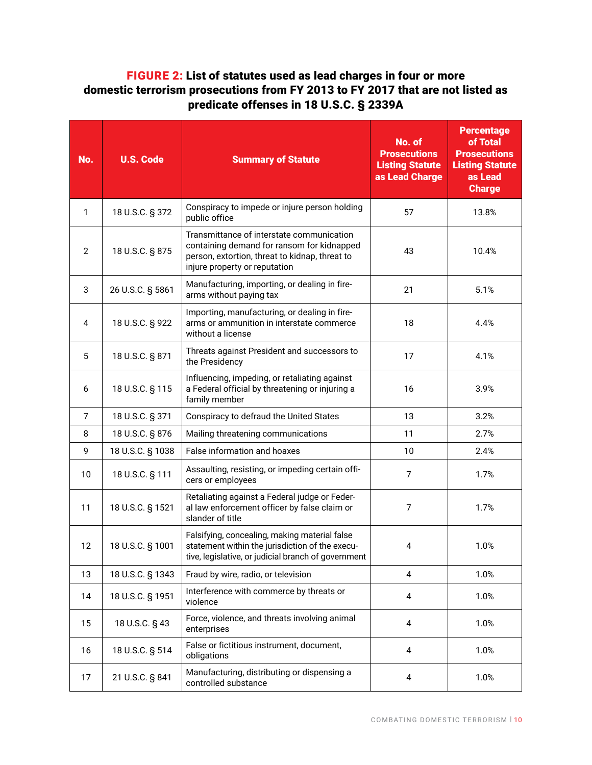**FIGURE 2:** **List of statutes used as lead charges in four or more domestic terrorism prosecutions from FY 2013 to FY 2017 that are not listed as predicate offenses in 18 U.S.C. § 2339A**

| No. | U.S. Code | Summary of Statute | No. of Prosecutions Listing Statute as Lead Charge | Percentage of Total Prosecutions Listing Statute as Lead Charge |
|---|---|---|---|---|
| 1 | 18 U.S.C. § 372 | Conspiracy to impede or injure person holding public office | 57 | 13.8% |
| 2 | 18 U.S.C. § 875 | Transmittance of interstate communication containing demand for ransom for kidnapped person, extortion, threat to kidnap, threat to injure property or reputation | 43 | 10.4% |
| 3 | 26 U.S.C. § 5861 | Manufacturing, importing, or dealing in firearms without paying tax | 21 | 5.1% |
| 4 | 18 U.S.C. § 922 | Importing, manufacturing, or dealing in firearms or ammunition in interstate commerce without a license | 18 | 4.4% |
| 5 | 18 U.S.C. § 871 | Threats against President and successors to the Presidency | 17 | 4.1% |
| 6 | 18 U.S.C. § 115 | Influencing, impeding, or retaliating against a Federal official by threatening or injuring a family member | 16 | 3.9% |
| 7 | 18 U.S.C. § 371 | Conspiracy to defraud the United States | 13 | 3.2% |
| 8 | 18 U.S.C. § 876 | Mailing threatening communications | 11 | 2.7% |
| 9 | 18 U.S.C. § 1038 | False information and hoaxes | 10 | 2.4% |
| 10 | 18 U.S.C. § 111 | Assaulting, resisting, or impeding certain officers or employees | 7 | 1.7% |
| 11 | 18 U.S.C. § 1521 | Retaliating against a Federal judge or Federal law enforcement officer by false claim or slander of title | 7 | 1.7% |
| 12 | 18 U.S.C. § 1001 | Falsifying, concealing, making material false statement within the jurisdiction of the executive, legislative, or judicial branch of government | 4 | 1.0% |
| 13 | 18 U.S.C. § 1343 | Fraud by wire, radio, or television | 4 | 1.0% |
| 14 | 18 U.S.C. § 1951 | Interference with commerce by threats or violence | 4 | 1.0% |
| 15 | 18 U.S.C. § 43 | Force, violence, and threats involving animal enterprises | 4 | 1.0% |
| 16 | 18 U.S.C. § 514 | False or fictitious instrument, document, obligations | 4 | 1.0% |
| 17 | 21 U.S.C. § 841 | Manufacturing, distributing or dispensing a controlled substance | 4 | 1.0% |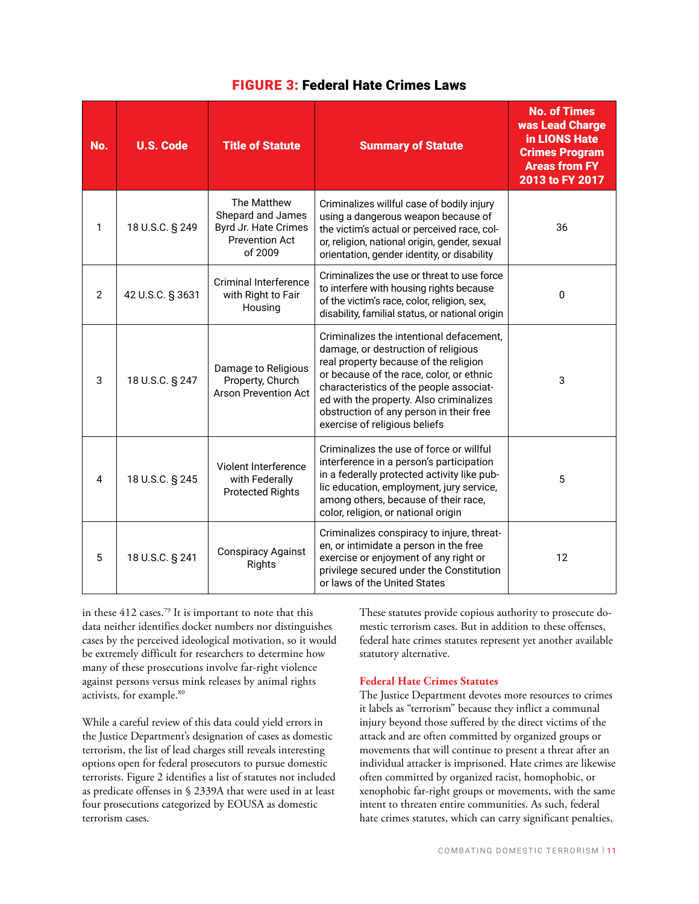**FIGURE 3: Federal Hate Crimes Laws**

| No. | U.S. Code | Title of Statute | Summary of Statute | No. of Times was Lead Charge in LIONS Hate Crimes Program Areas from FY 2013 to FY 2017 |
|---|---|---|---|---|
| 1 | 18 U.S.C. § 249 | The Matthew Shepard and James Byrd Jr. Hate Crimes Prevention Act of 2009 | Criminalizes willful case of bodily injury using a dangerous weapon because of the victim's actual or perceived race, color, religion, national origin, gender, sexual orientation, gender identity, or disability | 36 |
| 2 | 42 U.S.C. § 3631 | Criminal Interference with Right to Fair Housing | Criminalizes the use or threat to use force to interfere with housing rights because of the victim's race, color, religion, sex, disability, familial status, or national origin | 0 |
| 3 | 18 U.S.C. § 247 | Damage to Religious Property, Church Arson Prevention Act | Criminalizes the intentional defacement, damage, or destruction of religious real property because of the religion or because of the race, color, or ethnic characteristics of the people associated with the property. Also criminalizes obstruction of any person in their free exercise of religious beliefs | 3 |
| 4 | 18 U.S.C. § 245 | Violent Interference with Federally Protected Rights | Criminalizes the use of force or willful interference in a person's participation in a federally protected activity like public education, employment, jury service, among others, because of their race, color, religion, or national origin | 5 |
| 5 | 18 U.S.C. § 241 | Conspiracy Against Rights | Criminalizes conspiracy to injure, threaten, or intimidate a person in the free exercise or enjoyment of any right or privilege secured under the Constitution or laws of the United States | 12 |

in these 412 cases.[79] It is important to note that this data neither identifies docket numbers nor distinguishes cases by the perceived ideological motivation, so it would be extremely difficult for researchers to determine how many of these prosecutions involve far-right violence against persons versus mink releases by animal rights activists, for example.[80]

While a careful review of this data could yield errors in the Justice Department's designation of cases as domestic terrorism, the list of lead charges still reveals interesting options open for federal prosecutors to pursue domestic terrorists. Figure 2 identifies a list of statutes not included as predicate offenses in § 2339A that were used in at least four prosecutions categorized by EOUSA as domestic terrorism cases.

These statutes provide copious authority to prosecute domestic terrorism cases. But in addition to these offenses, federal hate crimes statutes represent yet another available statutory alternative.

### Federal Hate Crimes Statutes

The Justice Department devotes more resources to crimes it labels as "terrorism" because they inflict a communal injury beyond those suffered by the direct victims of the attack and are often committed by organized groups or movements that will continue to present a threat after an individual attacker is imprisoned. Hate crimes are likewise often committed by organized racist, homophobic, or xenophobic far-right groups or movements, with the same intent to threaten entire communities. As such, federal hate crimes statutes, which can carry significant penalties,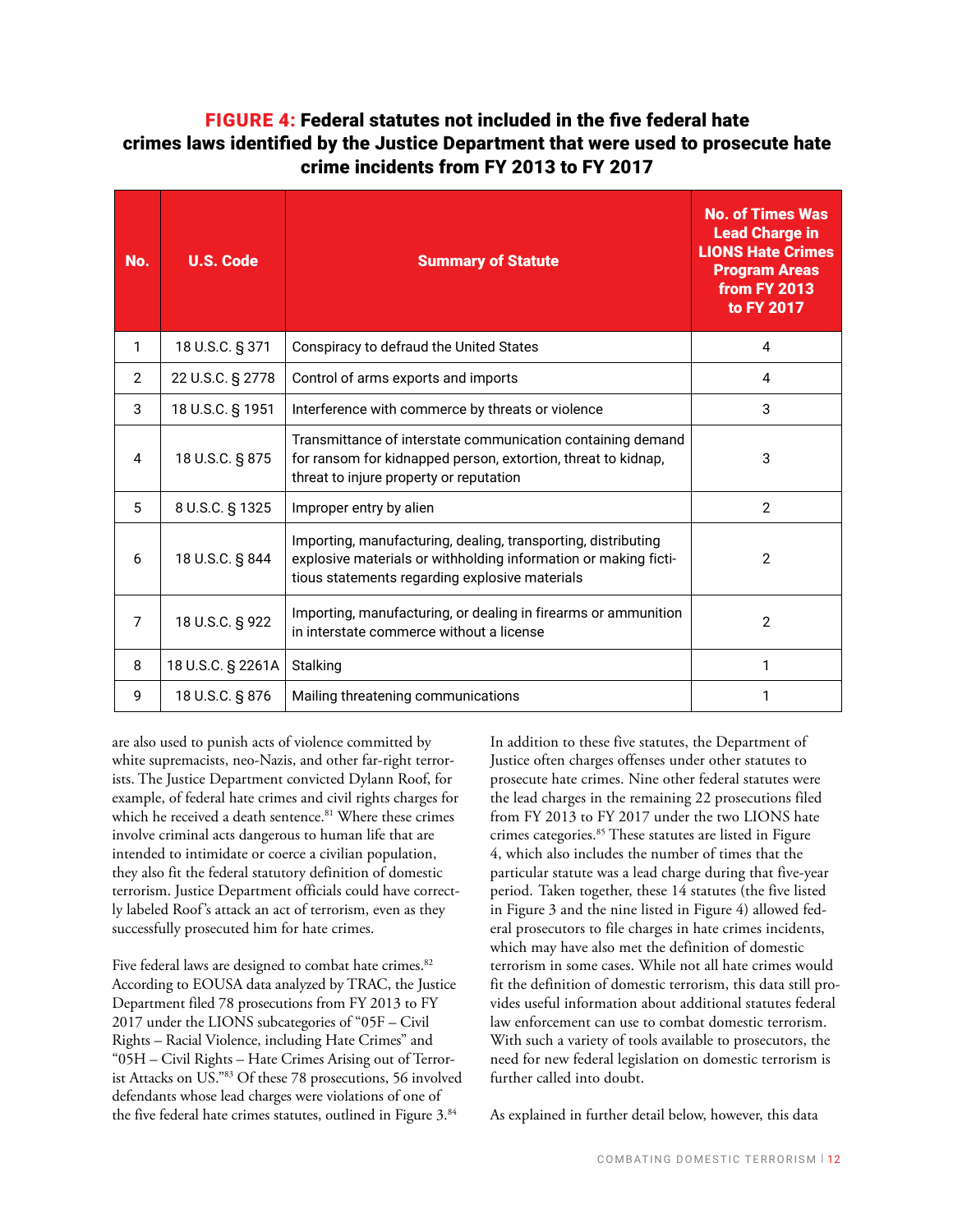**FIGURE 4: Federal statutes not included in the five federal hate crimes laws identified by the Justice Department that were used to prosecute hate crime incidents from FY 2013 to FY 2017**

| No. | U.S. Code | Summary of Statute | No. of Times Was Lead Charge in LIONS Hate Crimes Program Areas from FY 2013 to FY 2017 |
|---|---|---|---|
| 1 | 18 U.S.C. § 371 | Conspiracy to defraud the United States | 4 |
| 2 | 22 U.S.C. § 2778 | Control of arms exports and imports | 4 |
| 3 | 18 U.S.C. § 1951 | Interference with commerce by threats or violence | 3 |
| 4 | 18 U.S.C. § 875 | Transmittance of interstate communication containing demand for ransom for kidnapped person, extortion, threat to kidnap, threat to injure property or reputation | 3 |
| 5 | 8 U.S.C. § 1325 | Improper entry by alien | 2 |
| 6 | 18 U.S.C. § 844 | Importing, manufacturing, dealing, transporting, distributing explosive materials or withholding information or making fictitious statements regarding explosive materials | 2 |
| 7 | 18 U.S.C. § 922 | Importing, manufacturing, or dealing in firearms or ammunition in interstate commerce without a license | 2 |
| 8 | 18 U.S.C. § 2261A | Stalking | 1 |
| 9 | 18 U.S.C. § 876 | Mailing threatening communications | 1 |

are also used to punish acts of violence committed by white supremacists, neo-Nazis, and other far-right terrorists. The Justice Department convicted Dylann Roof, for example, of federal hate crimes and civil rights charges for which he received a death sentence.[81] Where these crimes involve criminal acts dangerous to human life that are intended to intimidate or coerce a civilian population, they also fit the federal statutory definition of domestic terrorism. Justice Department officials could have correctly labeled Roof's attack an act of terrorism, even as they successfully prosecuted him for hate crimes.

Five federal laws are designed to combat hate crimes.[82] According to EOUSA data analyzed by TRAC, the Justice Department filed 78 prosecutions from FY 2013 to FY 2017 under the LIONS subcategories of "05F – Civil Rights – Racial Violence, including Hate Crimes" and "05H – Civil Rights – Hate Crimes Arising out of Terrorist Attacks on US."[83] Of these 78 prosecutions, 56 involved defendants whose lead charges were violations of one of the five federal hate crimes statutes, outlined in Figure 3.[84]

In addition to these five statutes, the Department of Justice often charges offenses under other statutes to prosecute hate crimes. Nine other federal statutes were the lead charges in the remaining 22 prosecutions filed from FY 2013 to FY 2017 under the two LIONS hate crimes categories.[85] These statutes are listed in Figure 4, which also includes the number of times that the particular statute was a lead charge during that five-year period. Taken together, these 14 statutes (the five listed in Figure 3 and the nine listed in Figure 4) allowed federal prosecutors to file charges in hate crimes incidents, which may have also met the definition of domestic terrorism in some cases. While not all hate crimes would fit the definition of domestic terrorism, this data still provides useful information about additional statutes federal law enforcement can use to combat domestic terrorism. With such a variety of tools available to prosecutors, the need for new federal legislation on domestic terrorism is further called into doubt.

As explained in further detail below, however, this data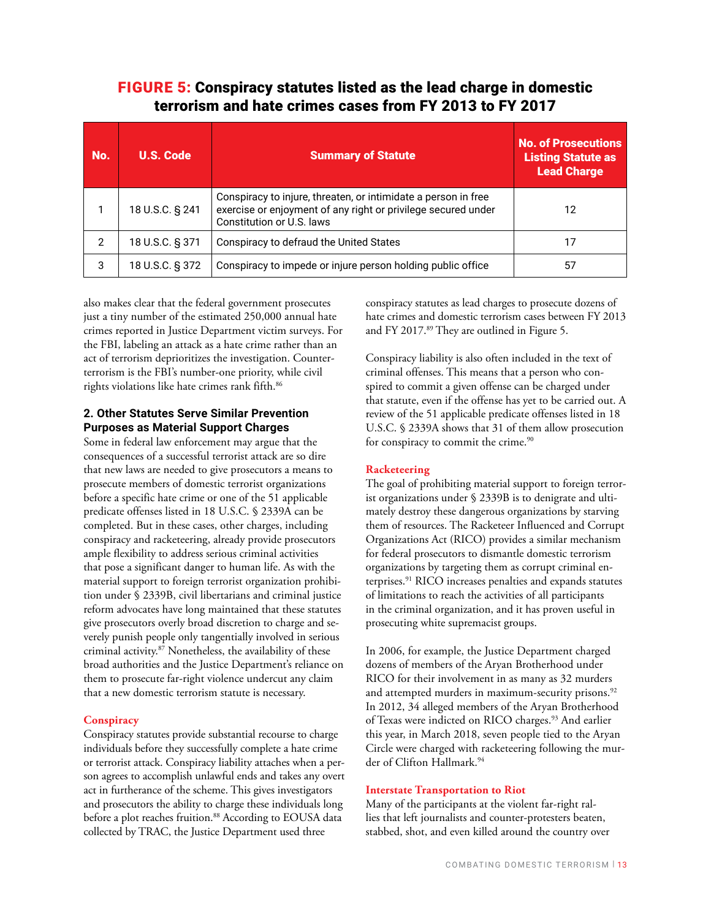**FIGURE 5: Conspiracy statutes listed as the lead charge in domestic terrorism and hate crimes cases from FY 2013 to FY 2017**

| No. | U.S. Code | Summary of Statute | No. of Prosecutions Listing Statute as Lead Charge |
|---|---|---|---|
| 1 | 18 U.S.C. § 241 | Conspiracy to injure, threaten, or intimidate a person in free exercise or enjoyment of any right or privilege secured under Constitution or U.S. laws | 12 |
| 2 | 18 U.S.C. § 371 | Conspiracy to defraud the United States | 17 |
| 3 | 18 U.S.C. § 372 | Conspiracy to impede or injure person holding public office | 57 |

also makes clear that the federal government prosecutes just a tiny number of the estimated 250,000 annual hate crimes reported in Justice Department victim surveys. For the FBI, labeling an attack as a hate crime rather than an act of terrorism deprioritizes the investigation. Counterterrorism is the FBI's number-one priority, while civil rights violations like hate crimes rank fifth.[86]

### 2. Other Statutes Serve Similar Prevention Purposes as Material Support Charges

Some in federal law enforcement may argue that the consequences of a successful terrorist attack are so dire that new laws are needed to give prosecutors a means to prosecute members of domestic terrorist organizations before a specific hate crime or one of the 51 applicable predicate offenses listed in 18 U.S.C. § 2339A can be completed. But in these cases, other charges, including conspiracy and racketeering, already provide prosecutors ample flexibility to address serious criminal activities that pose a significant danger to human life. As with the material support to foreign terrorist organization prohibition under § 2339B, civil libertarians and criminal justice reform advocates have long maintained that these statutes give prosecutors overly broad discretion to charge and severely punish people only tangentially involved in serious criminal activity.[87] Nonetheless, the availability of these broad authorities and the Justice Department's reliance on them to prosecute far-right violence undercut any claim that a new domestic terrorism statute is necessary.

#### Conspiracy

Conspiracy statutes provide substantial recourse to charge individuals before they successfully complete a hate crime or terrorist attack. Conspiracy liability attaches when a person agrees to accomplish unlawful ends and takes any overt act in furtherance of the scheme. This gives investigators and prosecutors the ability to charge these individuals long before a plot reaches fruition.[88] According to EOUSA data collected by TRAC, the Justice Department used three conspiracy statutes as lead charges to prosecute dozens of hate crimes and domestic terrorism cases between FY 2013 and FY 2017.[89] They are outlined in Figure 5.

Conspiracy liability is also often included in the text of criminal offenses. This means that a person who conspired to commit a given offense can be charged under that statute, even if the offense has yet to be carried out. A review of the 51 applicable predicate offenses listed in 18 U.S.C. § 2339A shows that 31 of them allow prosecution for conspiracy to commit the crime.[90]

#### Racketeering

The goal of prohibiting material support to foreign terrorist organizations under § 2339B is to denigrate and ultimately destroy these dangerous organizations by starving them of resources. The Racketeer Influenced and Corrupt Organizations Act (RICO) provides a similar mechanism for federal prosecutors to dismantle domestic terrorism organizations by targeting them as corrupt criminal enterprises.[91] RICO increases penalties and expands statutes of limitations to reach the activities of all participants in the criminal organization, and it has proven useful in prosecuting white supremacist groups.

In 2006, for example, the Justice Department charged dozens of members of the Aryan Brotherhood under RICO for their involvement in as many as 32 murders and attempted murders in maximum-security prisons.[92] In 2012, 34 alleged members of the Aryan Brotherhood of Texas were indicted on RICO charges.[93] And earlier this year, in March 2018, seven people tied to the Aryan Circle were charged with racketeering following the murder of Clifton Hallmark.[94]

#### Interstate Transportation to Riot

Many of the participants at the violent far-right rallies that left journalists and counter-protesters beaten, stabbed, shot, and even killed around the country over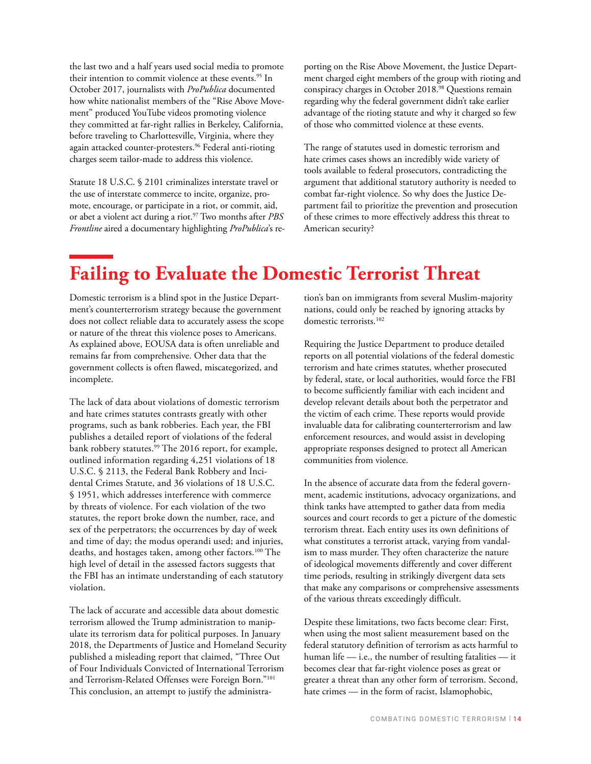the last two and a half years used social media to promote their intention to commit violence at these events.[95] In October 2017, journalists with *ProPublica* documented how white nationalist members of the "Rise Above Movement" produced YouTube videos promoting violence they committed at far-right rallies in Berkeley, California, before traveling to Charlottesville, Virginia, where they again attacked counter-protesters.[96] Federal anti-rioting charges seem tailor-made to address this violence.

Statute 18 U.S.C. § 2101 criminalizes interstate travel or the use of interstate commerce to incite, organize, promote, encourage, or participate in a riot, or commit, aid, or abet a violent act during a riot.[97] Two months after *PBS Frontline* aired a documentary highlighting *ProPublica*'s reporting on the Rise Above Movement, the Justice Department charged eight members of the group with rioting and conspiracy charges in October 2018.[98] Questions remain regarding why the federal government didn't take earlier advantage of the rioting statute and why it charged so few of those who committed violence at these events.

The range of statutes used in domestic terrorism and hate crimes cases shows an incredibly wide variety of tools available to federal prosecutors, contradicting the argument that additional statutory authority is needed to combat far-right violence. So why does the Justice Department fail to prioritize the prevention and prosecution of these crimes to more effectively address this threat to American security?

# Failing to Evaluate the Domestic Terrorist Threat

Domestic terrorism is a blind spot in the Justice Department's counterterrorism strategy because the government does not collect reliable data to accurately assess the scope or nature of the threat this violence poses to Americans. As explained above, EOUSA data is often unreliable and remains far from comprehensive. Other data that the government collects is often flawed, miscategorized, and incomplete.

The lack of data about violations of domestic terrorism and hate crimes statutes contrasts greatly with other programs, such as bank robberies. Each year, the FBI publishes a detailed report of violations of the federal bank robbery statutes.[99] The 2016 report, for example, outlined information regarding 4,251 violations of 18 U.S.C. § 2113, the Federal Bank Robbery and Incidental Crimes Statute, and 36 violations of 18 U.S.C. § 1951, which addresses interference with commerce by threats of violence. For each violation of the two statutes, the report broke down the number, race, and sex of the perpetrators; the occurrences by day of week and time of day; the modus operandi used; and injuries, deaths, and hostages taken, among other factors.[100] The high level of detail in the assessed factors suggests that the FBI has an intimate understanding of each statutory violation.

The lack of accurate and accessible data about domestic terrorism allowed the Trump administration to manipulate its terrorism data for political purposes. In January 2018, the Departments of Justice and Homeland Security published a misleading report that claimed, "Three Out of Four Individuals Convicted of International Terrorism and Terrorism-Related Offenses were Foreign Born."[101] This conclusion, an attempt to justify the administration's ban on immigrants from several Muslim-majority nations, could only be reached by ignoring attacks by domestic terrorists.[102]

Requiring the Justice Department to produce detailed reports on all potential violations of the federal domestic terrorism and hate crimes statutes, whether prosecuted by federal, state, or local authorities, would force the FBI to become sufficiently familiar with each incident and develop relevant details about both the perpetrator and the victim of each crime. These reports would provide invaluable data for calibrating counterterrorism and law enforcement resources, and would assist in developing appropriate responses designed to protect all American communities from violence.

In the absence of accurate data from the federal government, academic institutions, advocacy organizations, and think tanks have attempted to gather data from media sources and court records to get a picture of the domestic terrorism threat. Each entity uses its own definitions of what constitutes a terrorist attack, varying from vandalism to mass murder. They often characterize the nature of ideological movements differently and cover different time periods, resulting in strikingly divergent data sets that make any comparisons or comprehensive assessments of the various threats exceedingly difficult.

Despite these limitations, two facts become clear: First, when using the most salient measurement based on the federal statutory definition of terrorism as acts harmful to human life — i.e., the number of resulting fatalities — it becomes clear that far-right violence poses as great or greater a threat than any other form of terrorism. Second, hate crimes — in the form of racist, Islamophobic,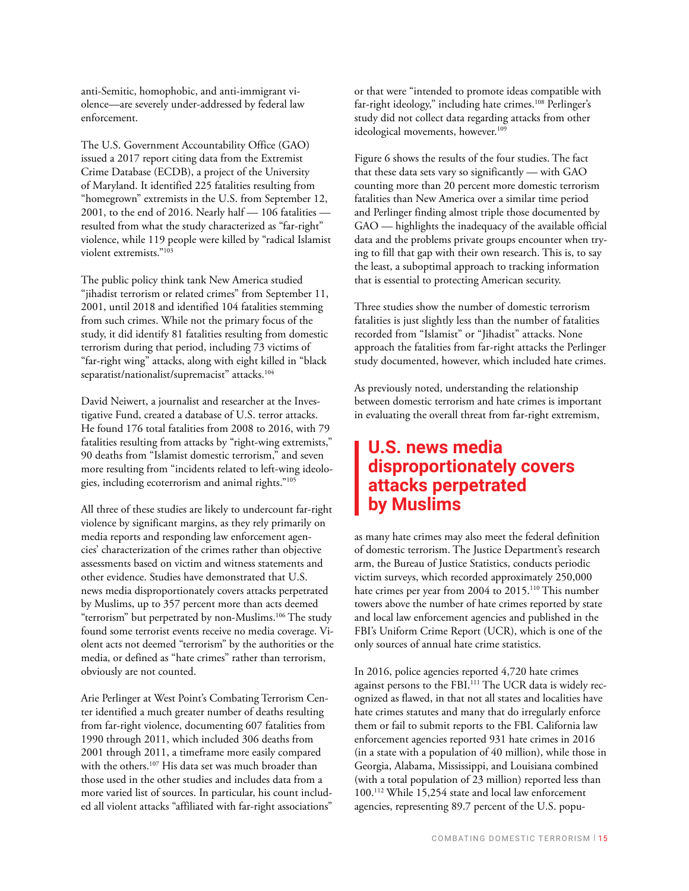anti-Semitic, homophobic, and anti-immigrant violence—are severely under-addressed by federal law enforcement.

The U.S. Government Accountability Office (GAO) issued a 2017 report citing data from the Extremist Crime Database (ECDB), a project of the University of Maryland. It identified 225 fatalities resulting from "homegrown" extremists in the U.S. from September 12, 2001, to the end of 2016. Nearly half — 106 fatalities — resulted from what the study characterized as "far-right" violence, while 119 people were killed by "radical Islamist violent extremists."[103]

The public policy think tank New America studied "jihadist terrorism or related crimes" from September 11, 2001, until 2018 and identified 104 fatalities stemming from such crimes. While not the primary focus of the study, it did identify 81 fatalities resulting from domestic terrorism during that period, including 73 victims of "far-right wing" attacks, along with eight killed in "black separatist/nationalist/supremacist" attacks.[104]

David Neiwert, a journalist and researcher at the Investigative Fund, created a database of U.S. terror attacks. He found 176 total fatalities from 2008 to 2016, with 79 fatalities resulting from attacks by "right-wing extremists," 90 deaths from "Islamist domestic terrorism," and seven more resulting from "incidents related to left-wing ideologies, including ecoterrorism and animal rights."[105]

All three of these studies are likely to undercount far-right violence by significant margins, as they rely primarily on media reports and responding law enforcement agencies' characterization of the crimes rather than objective assessments based on victim and witness statements and other evidence. Studies have demonstrated that U.S. news media disproportionately covers attacks perpetrated by Muslims, up to 357 percent more than acts deemed "terrorism" but perpetrated by non-Muslims.[106] The study found some terrorist events receive no media coverage. Violent acts not deemed "terrorism" by the authorities or the media, or defined as "hate crimes" rather than terrorism, obviously are not counted.

Arie Perlinger at West Point's Combating Terrorism Center identified a much greater number of deaths resulting from far-right violence, documenting 607 fatalities from 1990 through 2011, which included 306 deaths from 2001 through 2011, a timeframe more easily compared with the others.[107] His data set was much broader than those used in the other studies and includes data from a more varied list of sources. In particular, his count included all violent attacks "affiliated with far-right associations" or that were "intended to promote ideas compatible with far-right ideology," including hate crimes.[108] Perlinger's study did not collect data regarding attacks from other ideological movements, however.[109]

Figure 6 shows the results of the four studies. The fact that these data sets vary so significantly — with GAO counting more than 20 percent more domestic terrorism fatalities than New America over a similar time period and Perlinger finding almost triple those documented by GAO — highlights the inadequacy of the available official data and the problems private groups encounter when trying to fill that gap with their own research. This is, to say the least, a suboptimal approach to tracking information that is essential to protecting American security.

Three studies show the number of domestic terrorism fatalities is just slightly less than the number of fatalities recorded from "Islamist" or "Jihadist" attacks. None approach the fatalities from far-right attacks the Perlinger study documented, however, which included hate crimes.

As previously noted, understanding the relationship between domestic terrorism and hate crimes is important in evaluating the overall threat from far-right extremism, as many hate crimes may also meet the federal definition of domestic terrorism. The Justice Department's research arm, the Bureau of Justice Statistics, conducts periodic victim surveys, which recorded approximately 250,000 hate crimes per year from 2004 to 2015.[110] This number towers above the number of hate crimes reported by state and local law enforcement agencies and published in the FBI's Uniform Crime Report (UCR), which is one of the only sources of annual hate crime statistics.

> **U.S. news media disproportionately covers attacks perpetrated by Muslims**

In 2016, police agencies reported 4,720 hate crimes against persons to the FBI.[111] The UCR data is widely recognized as flawed, in that not all states and localities have hate crimes statutes and many that do irregularly enforce them or fail to submit reports to the FBI. California law enforcement agencies reported 931 hate crimes in 2016 (in a state with a population of 40 million), while those in Georgia, Alabama, Mississippi, and Louisiana combined (with a total population of 23 million) reported less than 100.[112] While 15,254 state and local law enforcement agencies, representing 89.7 percent of the U.S. popu-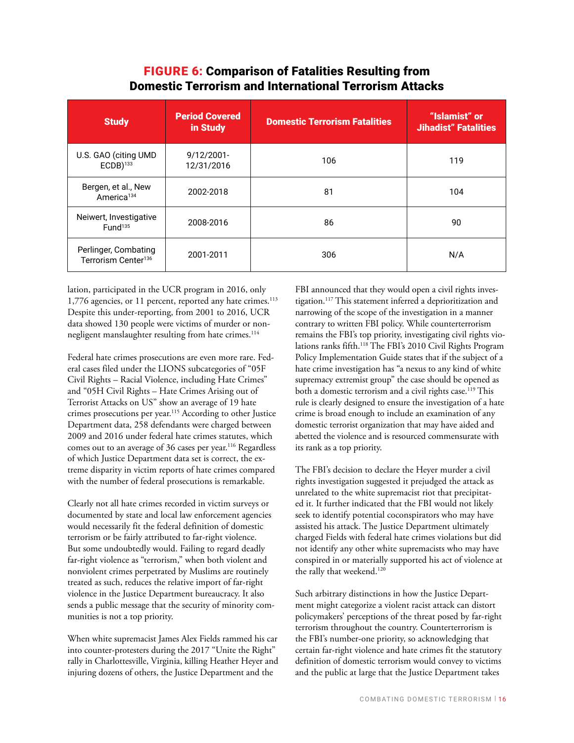## FIGURE 6: Comparison of Fatalities Resulting from Domestic Terrorism and International Terrorism Attacks

| Study | Period Covered in Study | Domestic Terrorism Fatalities | "Islamist" or Jihadist" Fatalities |
|---|---|---|---|
| U.S. GAO (citing UMD ECDB)[133] | 9/12/2001-12/31/2016 | 106 | 119 |
| Bergen, et al., New America[134] | 2002-2018 | 81 | 104 |
| Neiwert, Investigative Fund[135] | 2008-2016 | 86 | 90 |
| Perlinger, Combating Terrorism Center[136] | 2001-2011 | 306 | N/A |

lation, participated in the UCR program in 2016, only 1,776 agencies, or 11 percent, reported any hate crimes.[113] Despite this under-reporting, from 2001 to 2016, UCR data showed 130 people were victims of murder or non-negligent manslaughter resulting from hate crimes.[114]

Federal hate crimes prosecutions are even more rare. Federal cases filed under the LIONS subcategories of "05F Civil Rights – Racial Violence, including Hate Crimes" and "05H Civil Rights – Hate Crimes Arising out of Terrorist Attacks on US" show an average of 19 hate crimes prosecutions per year.[115] According to other Justice Department data, 258 defendants were charged between 2009 and 2016 under federal hate crimes statutes, which comes out to an average of 36 cases per year.[116] Regardless of which Justice Department data set is correct, the extreme disparity in victim reports of hate crimes compared with the number of federal prosecutions is remarkable.

Clearly not all hate crimes recorded in victim surveys or documented by state and local law enforcement agencies would necessarily fit the federal definition of domestic terrorism or be fairly attributed to far-right violence. But some undoubtedly would. Failing to regard deadly far-right violence as "terrorism," when both violent and nonviolent crimes perpetrated by Muslims are routinely treated as such, reduces the relative import of far-right violence in the Justice Department bureaucracy. It also sends a public message that the security of minority communities is not a top priority.

When white supremacist James Alex Fields rammed his car into counter-protesters during the 2017 "Unite the Right" rally in Charlottesville, Virginia, killing Heather Heyer and injuring dozens of others, the Justice Department and the FBI announced that they would open a civil rights investigation.[117] This statement inferred a deprioritization and narrowing of the scope of the investigation in a manner contrary to written FBI policy. While counterterrorism remains the FBI's top priority, investigating civil rights violations ranks fifth.[118] The FBI's 2010 Civil Rights Program Policy Implementation Guide states that if the subject of a hate crime investigation has "a nexus to any kind of white supremacy extremist group" the case should be opened as both a domestic terrorism and a civil rights case.[119] This rule is clearly designed to ensure the investigation of a hate crime is broad enough to include an examination of any domestic terrorist organization that may have aided and abetted the violence and is resourced commensurate with its rank as a top priority.

The FBI's decision to declare the Heyer murder a civil rights investigation suggested it prejudged the attack as unrelated to the white supremacist riot that precipitated it. It further indicated that the FBI would not likely seek to identify potential coconspirators who may have assisted his attack. The Justice Department ultimately charged Fields with federal hate crimes violations but did not identify any other white supremacists who may have conspired in or materially supported his act of violence at the rally that weekend.[120]

Such arbitrary distinctions in how the Justice Department might categorize a violent racist attack can distort policymakers' perceptions of the threat posed by far-right terrorism throughout the country. Counterterrorism is the FBI's number-one priority, so acknowledging that certain far-right violence and hate crimes fit the statutory definition of domestic terrorism would convey to victims and the public at large that the Justice Department takes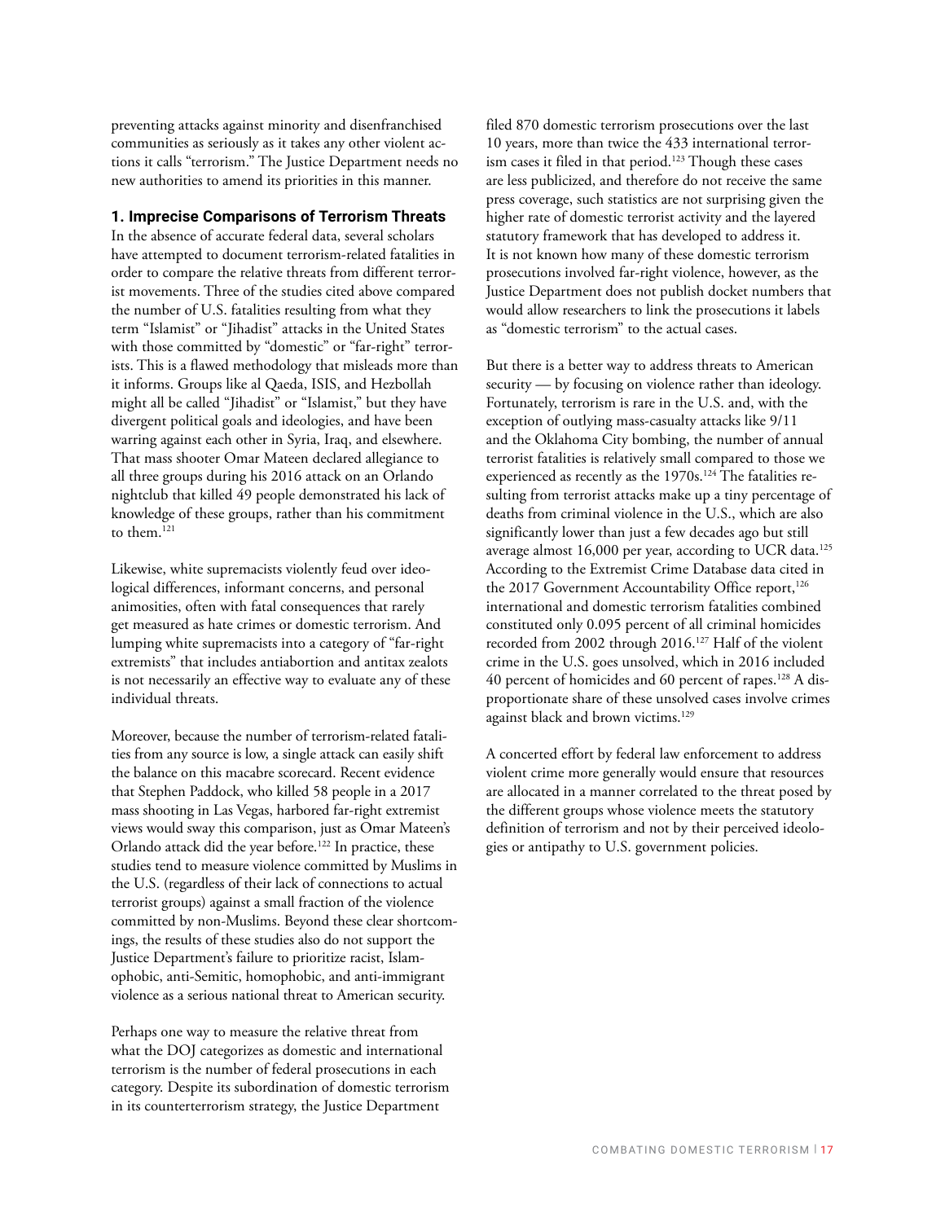preventing attacks against minority and disenfranchised communities as seriously as it takes any other violent actions it calls "terrorism." The Justice Department needs no new authorities to amend its priorities in this manner.

### 1. Imprecise Comparisons of Terrorism Threats

In the absence of accurate federal data, several scholars have attempted to document terrorism-related fatalities in order to compare the relative threats from different terrorist movements. Three of the studies cited above compared the number of U.S. fatalities resulting from what they term "Islamist" or "Jihadist" attacks in the United States with those committed by "domestic" or "far-right" terrorists. This is a flawed methodology that misleads more than it informs. Groups like al Qaeda, ISIS, and Hezbollah might all be called "Jihadist" or "Islamist," but they have divergent political goals and ideologies, and have been warring against each other in Syria, Iraq, and elsewhere. That mass shooter Omar Mateen declared allegiance to all three groups during his 2016 attack on an Orlando nightclub that killed 49 people demonstrated his lack of knowledge of these groups, rather than his commitment to them.[121]

Likewise, white supremacists violently feud over ideological differences, informant concerns, and personal animosities, often with fatal consequences that rarely get measured as hate crimes or domestic terrorism. And lumping white supremacists into a category of "far-right extremists" that includes antiabortion and antitax zealots is not necessarily an effective way to evaluate any of these individual threats.

Moreover, because the number of terrorism-related fatalities from any source is low, a single attack can easily shift the balance on this macabre scorecard. Recent evidence that Stephen Paddock, who killed 58 people in a 2017 mass shooting in Las Vegas, harbored far-right extremist views would sway this comparison, just as Omar Mateen's Orlando attack did the year before.[122] In practice, these studies tend to measure violence committed by Muslims in the U.S. (regardless of their lack of connections to actual terrorist groups) against a small fraction of the violence committed by non-Muslims. Beyond these clear shortcomings, the results of these studies also do not support the Justice Department's failure to prioritize racist, Islamophobic, anti-Semitic, homophobic, and anti-immigrant violence as a serious national threat to American security.

Perhaps one way to measure the relative threat from what the DOJ categorizes as domestic and international terrorism is the number of federal prosecutions in each category. Despite its subordination of domestic terrorism in its counterterrorism strategy, the Justice Department filed 870 domestic terrorism prosecutions over the last 10 years, more than twice the 433 international terrorism cases it filed in that period.[123] Though these cases are less publicized, and therefore do not receive the same press coverage, such statistics are not surprising given the higher rate of domestic terrorist activity and the layered statutory framework that has developed to address it. It is not known how many of these domestic terrorism prosecutions involved far-right violence, however, as the Justice Department does not publish docket numbers that would allow researchers to link the prosecutions it labels as "domestic terrorism" to the actual cases.

But there is a better way to address threats to American security — by focusing on violence rather than ideology. Fortunately, terrorism is rare in the U.S. and, with the exception of outlying mass-casualty attacks like 9/11 and the Oklahoma City bombing, the number of annual terrorist fatalities is relatively small compared to those we experienced as recently as the 1970s.[124] The fatalities resulting from terrorist attacks make up a tiny percentage of deaths from criminal violence in the U.S., which are also significantly lower than just a few decades ago but still average almost 16,000 per year, according to UCR data.[125] According to the Extremist Crime Database data cited in the 2017 Government Accountability Office report,[126] international and domestic terrorism fatalities combined constituted only 0.095 percent of all criminal homicides recorded from 2002 through 2016.[127] Half of the violent crime in the U.S. goes unsolved, which in 2016 included 40 percent of homicides and 60 percent of rapes.[128] A disproportionate share of these unsolved cases involve crimes against black and brown victims.[129]

A concerted effort by federal law enforcement to address violent crime more generally would ensure that resources are allocated in a manner correlated to the threat posed by the different groups whose violence meets the statutory definition of terrorism and not by their perceived ideologies or antipathy to U.S. government policies.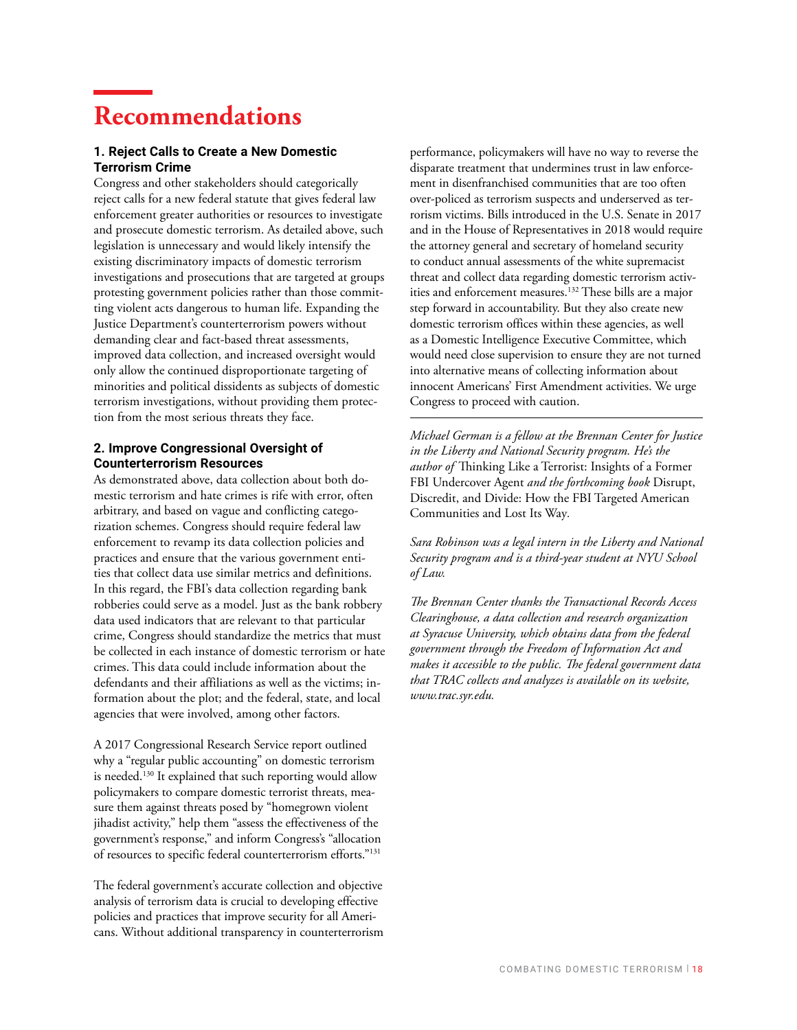# Recommendations

### 1. Reject Calls to Create a New Domestic Terrorism Crime

Congress and other stakeholders should categorically reject calls for a new federal statute that gives federal law enforcement greater authorities or resources to investigate and prosecute domestic terrorism. As detailed above, such legislation is unnecessary and would likely intensify the existing discriminatory impacts of domestic terrorism investigations and prosecutions that are targeted at groups protesting government policies rather than those committing violent acts dangerous to human life. Expanding the Justice Department's counterterrorism powers without demanding clear and fact-based threat assessments, improved data collection, and increased oversight would only allow the continued disproportionate targeting of minorities and political dissidents as subjects of domestic terrorism investigations, without providing them protection from the most serious threats they face.

### 2. Improve Congressional Oversight of Counterterrorism Resources

As demonstrated above, data collection about both domestic terrorism and hate crimes is rife with error, often arbitrary, and based on vague and conflicting categorization schemes. Congress should require federal law enforcement to revamp its data collection policies and practices and ensure that the various government entities that collect data use similar metrics and definitions. In this regard, the FBI's data collection regarding bank robberies could serve as a model. Just as the bank robbery data used indicators that are relevant to that particular crime, Congress should standardize the metrics that must be collected in each instance of domestic terrorism or hate crimes. This data could include information about the defendants and their affiliations as well as the victims; information about the plot; and the federal, state, and local agencies that were involved, among other factors.

A 2017 Congressional Research Service report outlined why a "regular public accounting" on domestic terrorism is needed.[130] It explained that such reporting would allow policymakers to compare domestic terrorist threats, measure them against threats posed by "homegrown violent jihadist activity," help them "assess the effectiveness of the government's response," and inform Congress's "allocation of resources to specific federal counterterrorism efforts."[131]

The federal government's accurate collection and objective analysis of terrorism data is crucial to developing effective policies and practices that improve security for all Americans. Without additional transparency in counterterrorism performance, policymakers will have no way to reverse the disparate treatment that undermines trust in law enforcement in disenfranchised communities that are too often over-policed as terrorism suspects and underserved as terrorism victims. Bills introduced in the U.S. Senate in 2017 and in the House of Representatives in 2018 would require the attorney general and secretary of homeland security to conduct annual assessments of the white supremacist threat and collect data regarding domestic terrorism activities and enforcement measures.[132] These bills are a major step forward in accountability. But they also create new domestic terrorism offices within these agencies, as well as a Domestic Intelligence Executive Committee, which would need close supervision to ensure they are not turned into alternative means of collecting information about innocent Americans' First Amendment activities. We urge Congress to proceed with caution.

---

*Michael German is a fellow at the Brennan Center for Justice in the Liberty and National Security program. He's the author of* Thinking Like a Terrorist: Insights of a Former FBI Undercover Agent *and the forthcoming book* Disrupt, Discredit, and Divide: How the FBI Targeted American Communities and Lost Its Way*.*

*Sara Robinson was a legal intern in the Liberty and National Security program and is a third-year student at NYU School of Law.*

*The Brennan Center thanks the Transactional Records Access Clearinghouse, a data collection and research organization at Syracuse University, which obtains data from the federal government through the Freedom of Information Act and makes it accessible to the public. The federal government data that TRAC collects and analyzes is available on its website, www.trac.syr.edu.*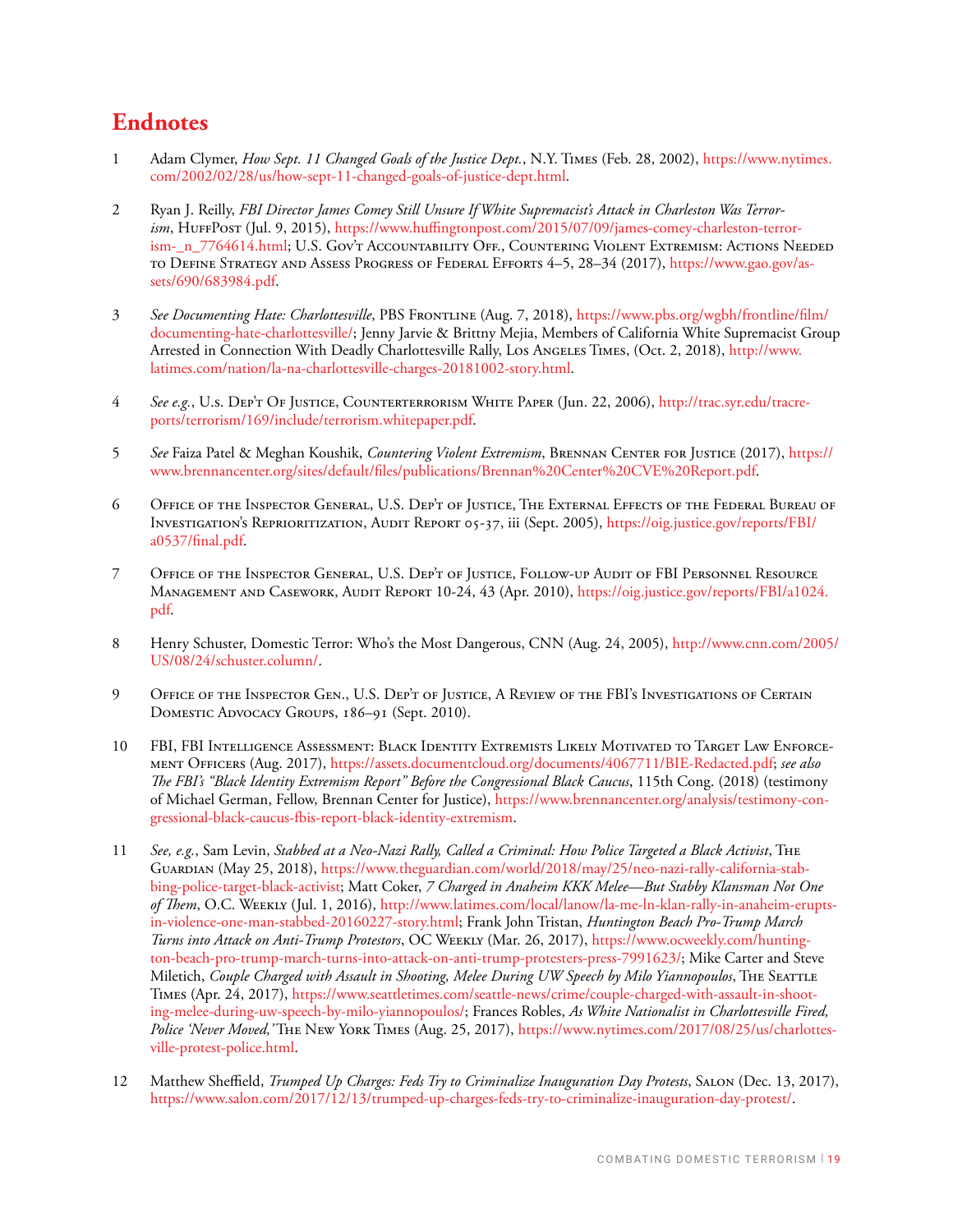# Endnotes

1 Adam Clymer, *How Sept. 11 Changed Goals of the Justice Dept.*, N.Y. Times (Feb. 28, 2002), https://www.nytimes.com/2002/02/28/us/how-sept-11-changed-goals-of-justice-dept.html.

2 Ryan J. Reilly, *FBI Director James Comey Still Unsure If White Supremacist's Attack in Charleston Was Terrorism*, HuffPost (Jul. 9, 2015), https://www.huffingtonpost.com/2015/07/09/james-comey-charleston-terrorism-_n_7764614.html; U.S. Gov't Accountability Off., Countering Violent Extremism: Actions Needed to Define Strategy and Assess Progress of Federal Efforts 4–5, 28–34 (2017), https://www.gao.gov/assets/690/683984.pdf.

3 *See Documenting Hate: Charlottesville*, PBS Frontline (Aug. 7, 2018), https://www.pbs.org/wgbh/frontline/film/documenting-hate-charlottesville/; Jenny Jarvie & Brittny Mejia, Members of California White Supremacist Group Arrested in Connection With Deadly Charlottesville Rally, Los Angeles Times, (Oct. 2, 2018), http://www.latimes.com/nation/la-na-charlottesville-charges-20181002-story.html.

4 *See e.g.*, U.s. Dep't Of Justice, Counterterrorism White Paper (Jun. 22, 2006), http://trac.syr.edu/tracreports/terrorism/169/include/terrorism.whitepaper.pdf.

5 *See* Faiza Patel & Meghan Koushik, *Countering Violent Extremism*, Brennan Center for Justice (2017), https://www.brennancenter.org/sites/default/files/publications/Brennan%20Center%20CVE%20Report.pdf.

6 Office of the Inspector General, U.S. Dep't of Justice, The External Effects of the Federal Bureau of Investigation's Reprioritization, Audit Report 05-37, iii (Sept. 2005), https://oig.justice.gov/reports/FBI/a0537/final.pdf.

7 Office of the Inspector General, U.S. Dep't of Justice, Follow-up Audit of FBI Personnel Resource Management and Casework, Audit Report 10-24, 43 (Apr. 2010), https://oig.justice.gov/reports/FBI/a1024.pdf.

8 Henry Schuster, Domestic Terror: Who's the Most Dangerous, CNN (Aug. 24, 2005), http://www.cnn.com/2005/US/08/24/schuster.column/.

9 Office of the Inspector Gen., U.S. Dep't of Justice, A Review of the FBI's Investigations of Certain Domestic Advocacy Groups, 186–91 (Sept. 2010).

10 FBI, FBI Intelligence Assessment: Black Identity Extremists Likely Motivated to Target Law Enforcement Officers (Aug. 2017), https://assets.documentcloud.org/documents/4067711/BIE-Redacted.pdf; *see also The FBI's "Black Identity Extremism Report" Before the Congressional Black Caucus*, 115th Cong. (2018) (testimony of Michael German, Fellow, Brennan Center for Justice), https://www.brennancenter.org/analysis/testimony-congressional-black-caucus-fbis-report-black-identity-extremism.

11 *See, e.g.*, Sam Levin, *Stabbed at a Neo-Nazi Rally, Called a Criminal: How Police Targeted a Black Activist*, The Guardian (May 25, 2018), https://www.theguardian.com/world/2018/may/25/neo-nazi-rally-california-stabbing-police-target-black-activist; Matt Coker, *7 Charged in Anaheim KKK Melee—But Stabby Klansman Not One of Them*, O.C. Weekly (Jul. 1, 2016), http://www.latimes.com/local/lanow/la-me-ln-klan-rally-in-anaheim-erupts-in-violence-one-man-stabbed-20160227-story.html; Frank John Tristan, *Huntington Beach Pro-Trump March Turns into Attack on Anti-Trump Protestors*, OC Weekly (Mar. 26, 2017), https://www.ocweekly.com/huntington-beach-pro-trump-march-turns-into-attack-on-anti-trump-protesters-press-7991623/; Mike Carter and Steve Miletich, *Couple Charged with Assault in Shooting, Melee During UW Speech by Milo Yiannopoulos*, The Seattle Times (Apr. 24, 2017), https://www.seattletimes.com/seattle-news/crime/couple-charged-with-assault-in-shooting-melee-during-uw-speech-by-milo-yiannopoulos/; Frances Robles, *As White Nationalist in Charlottesville Fired, Police 'Never Moved,'* The New York Times (Aug. 25, 2017), https://www.nytimes.com/2017/08/25/us/charlottesville-protest-police.html.

12 Matthew Sheffield, *Trumped Up Charges: Feds Try to Criminalize Inauguration Day Protests*, Salon (Dec. 13, 2017), https://www.salon.com/2017/12/13/trumped-up-charges-feds-try-to-criminalize-inauguration-day-protest/.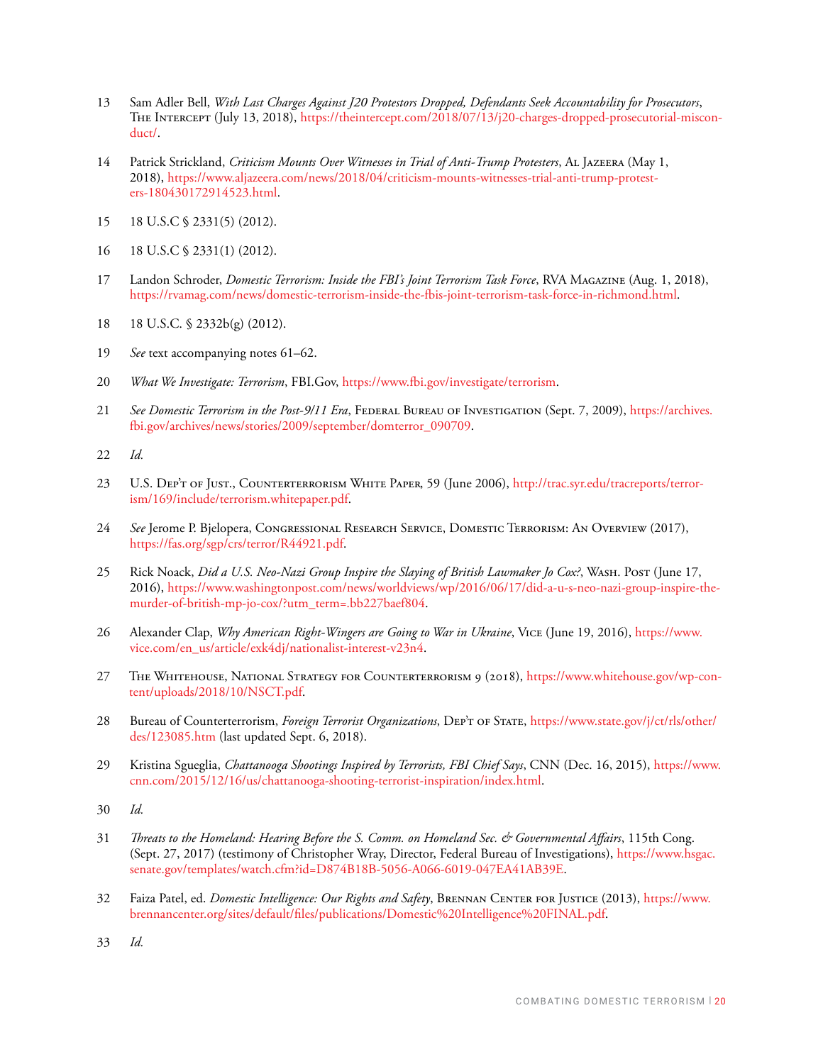13 Sam Adler Bell, *With Last Charges Against J20 Protestors Dropped, Defendants Seek Accountability for Prosecutors*, The Intercept (July 13, 2018), https://theintercept.com/2018/07/13/j20-charges-dropped-prosecutorial-misconduct/.

14 Patrick Strickland, *Criticism Mounts Over Witnesses in Trial of Anti-Trump Protesters*, Al Jazeera (May 1, 2018), https://www.aljazeera.com/news/2018/04/criticism-mounts-witnesses-trial-anti-trump-protesters-180430172914523.html.

15 18 U.S.C § 2331(5) (2012).

16 18 U.S.C § 2331(1) (2012).

17 Landon Schroder, *Domestic Terrorism: Inside the FBI's Joint Terrorism Task Force*, RVA Magazine (Aug. 1, 2018), https://rvamag.com/news/domestic-terrorism-inside-the-fbis-joint-terrorism-task-force-in-richmond.html.

18 18 U.S.C. § 2332b(g) (2012).

19 *See* text accompanying notes 61–62.

20 *What We Investigate: Terrorism*, FBI.Gov, https://www.fbi.gov/investigate/terrorism.

21 *See Domestic Terrorism in the Post-9/11 Era*, Federal Bureau of Investigation (Sept. 7, 2009), https://archives.fbi.gov/archives/news/stories/2009/september/domterror_090709.

22 *Id.*

23 U.S. Dep't of Just., Counterterrorism White Paper, 59 (June 2006), http://trac.syr.edu/tracreports/terrorism/169/include/terrorism.whitepaper.pdf.

24 *See* Jerome P. Bjelopera, Congressional Research Service, Domestic Terrorism: An Overview (2017), https://fas.org/sgp/crs/terror/R44921.pdf.

25 Rick Noack, *Did a U.S. Neo-Nazi Group Inspire the Slaying of British Lawmaker Jo Cox?*, Wash. Post (June 17, 2016), https://www.washingtonpost.com/news/worldviews/wp/2016/06/17/did-a-u-s-neo-nazi-group-inspire-the-murder-of-british-mp-jo-cox/?utm_term=.bb227baef804.

26 Alexander Clap, *Why American Right-Wingers are Going to War in Ukraine*, Vice (June 19, 2016), https://www.vice.com/en_us/article/exk4dj/nationalist-interest-v23n4.

27 The Whitehouse, National Strategy for Counterterrorism 9 (2018), https://www.whitehouse.gov/wp-content/uploads/2018/10/NSCT.pdf.

28 Bureau of Counterterrorism, *Foreign Terrorist Organizations*, Dep't of State, https://www.state.gov/j/ct/rls/other/des/123085.htm (last updated Sept. 6, 2018).

29 Kristina Sgueglia, *Chattanooga Shootings Inspired by Terrorists, FBI Chief Says*, CNN (Dec. 16, 2015), https://www.cnn.com/2015/12/16/us/chattanooga-shooting-terrorist-inspiration/index.html.

30 *Id.*

31 *Threats to the Homeland: Hearing Before the S. Comm. on Homeland Sec. & Governmental Affairs*, 115th Cong. (Sept. 27, 2017) (testimony of Christopher Wray, Director, Federal Bureau of Investigations), https://www.hsgac.senate.gov/templates/watch.cfm?id=D874B18B-5056-A066-6019-047EA41AB39E.

32 Faiza Patel, ed. *Domestic Intelligence: Our Rights and Safety*, Brennan Center for Justice (2013), https://www.brennancenter.org/sites/default/files/publications/Domestic%20Intelligence%20FINAL.pdf.

33 *Id.*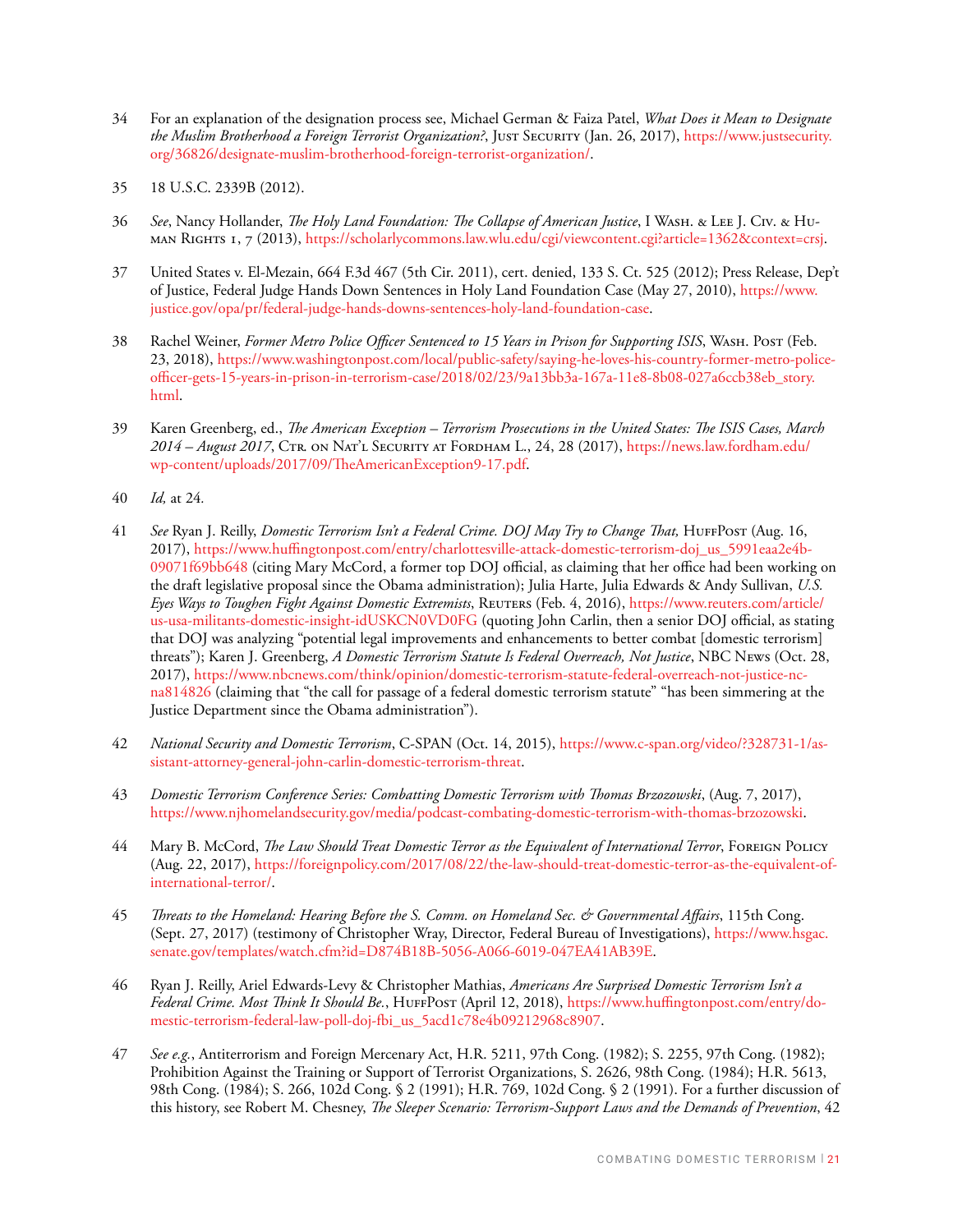34 For an explanation of the designation process see, Michael German & Faiza Patel, *What Does it Mean to Designate the Muslim Brotherhood a Foreign Terrorist Organization?*, Just Security (Jan. 26, 2017), https://www.justsecurity.org/36826/designate-muslim-brotherhood-foreign-terrorist-organization/.

35 18 U.S.C. 2339B (2012).

36 *See*, Nancy Hollander, *The Holy Land Foundation: The Collapse of American Justice*, I Wash. & Lee J. Civ. & Human Rights 1, 7 (2013), https://scholarlycommons.law.wlu.edu/cgi/viewcontent.cgi?article=1362&context=crsj.

37 United States v. El-Mezain, 664 F.3d 467 (5th Cir. 2011), cert. denied, 133 S. Ct. 525 (2012); Press Release, Dep't of Justice, Federal Judge Hands Down Sentences in Holy Land Foundation Case (May 27, 2010), https://www.justice.gov/opa/pr/federal-judge-hands-downs-sentences-holy-land-foundation-case.

38 Rachel Weiner, *Former Metro Police Officer Sentenced to 15 Years in Prison for Supporting ISIS*, Wash. Post (Feb. 23, 2018), https://www.washingtonpost.com/local/public-safety/saying-he-loves-his-country-former-metro-police-officer-gets-15-years-in-prison-in-terrorism-case/2018/02/23/9a13bb3a-167a-11e8-8b08-027a6ccb38eb_story.html.

39 Karen Greenberg, ed., *The American Exception – Terrorism Prosecutions in the United States: The ISIS Cases, March 2014 – August 2017*, Ctr. on Nat'l Security at Fordham L., 24, 28 (2017), https://news.law.fordham.edu/wp-content/uploads/2017/09/TheAmericanException9-17.pdf.

40 *Id,* at 24.

41 *See* Ryan J. Reilly, *Domestic Terrorism Isn't a Federal Crime. DOJ May Try to Change That,* HuffPost (Aug. 16, 2017), https://www.huffingtonpost.com/entry/charlottesville-attack-domestic-terrorism-doj_us_5991eaa2e4b09071f69bb648 (citing Mary McCord, a former top DOJ official, as claiming that her office had been working on the draft legislative proposal since the Obama administration); Julia Harte, Julia Edwards & Andy Sullivan, *U.S. Eyes Ways to Toughen Fight Against Domestic Extremists*, Reuters (Feb. 4, 2016), https://www.reuters.com/article/us-usa-militants-domestic-insight-idUSKCN0VD0FG (quoting John Carlin, then a senior DOJ official, as stating that DOJ was analyzing "potential legal improvements and enhancements to better combat [domestic terrorism] threats"); Karen J. Greenberg, *A Domestic Terrorism Statute Is Federal Overreach, Not Justice*, NBC News (Oct. 28, 2017), https://www.nbcnews.com/think/opinion/domestic-terrorism-statute-federal-overreach-not-justice-ncna814826 (claiming that "the call for passage of a federal domestic terrorism statute" "has been simmering at the Justice Department since the Obama administration").

42 *National Security and Domestic Terrorism*, C-SPAN (Oct. 14, 2015), https://www.c-span.org/video/?328731-1/assistant-attorney-general-john-carlin-domestic-terrorism-threat.

43 *Domestic Terrorism Conference Series: Combatting Domestic Terrorism with Thomas Brzozowski*, (Aug. 7, 2017), https://www.njhomelandsecurity.gov/media/podcast-combating-domestic-terrorism-with-thomas-brzozowski.

44 Mary B. McCord, *The Law Should Treat Domestic Terror as the Equivalent of International Terror*, Foreign Policy (Aug. 22, 2017), https://foreignpolicy.com/2017/08/22/the-law-should-treat-domestic-terror-as-the-equivalent-of-international-terror/.

45 *Threats to the Homeland: Hearing Before the S. Comm. on Homeland Sec. & Governmental Affairs*, 115th Cong. (Sept. 27, 2017) (testimony of Christopher Wray, Director, Federal Bureau of Investigations), https://www.hsgac.senate.gov/templates/watch.cfm?id=D874B18B-5056-A066-6019-047EA41AB39E.

46 Ryan J. Reilly, Ariel Edwards-Levy & Christopher Mathias, *Americans Are Surprised Domestic Terrorism Isn't a Federal Crime. Most Think It Should Be.*, HuffPost (April 12, 2018), https://www.huffingtonpost.com/entry/domestic-terrorism-federal-law-poll-doj-fbi_us_5acd1c78e4b09212968c8907.

47 *See e.g.*, Antiterrorism and Foreign Mercenary Act, H.R. 5211, 97th Cong. (1982); S. 2255, 97th Cong. (1982); Prohibition Against the Training or Support of Terrorist Organizations, S. 2626, 98th Cong. (1984); H.R. 5613, 98th Cong. (1984); S. 266, 102d Cong. § 2 (1991); H.R. 769, 102d Cong. § 2 (1991). For a further discussion of this history, see Robert M. Chesney, *The Sleeper Scenario: Terrorism-Support Laws and the Demands of Prevention*, 42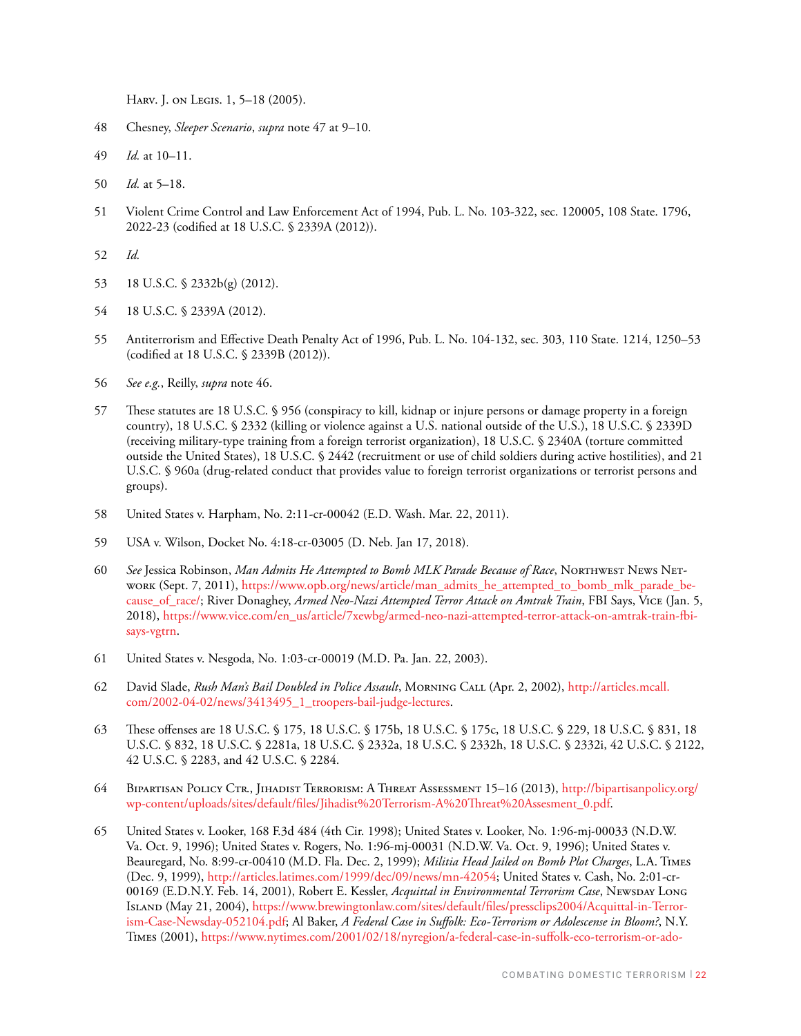Harv. J. on Legis. 1, 5–18 (2005).

48 Chesney, *Sleeper Scenario*, *supra* note 47 at 9–10.

49 *Id.* at 10–11.

50 *Id.* at 5–18.

51 Violent Crime Control and Law Enforcement Act of 1994, Pub. L. No. 103-322, sec. 120005, 108 State. 1796, 2022-23 (codified at 18 U.S.C. § 2339A (2012)).

52 *Id.*

53 18 U.S.C. § 2332b(g) (2012).

54 18 U.S.C. § 2339A (2012).

55 Antiterrorism and Effective Death Penalty Act of 1996, Pub. L. No. 104-132, sec. 303, 110 State. 1214, 1250–53 (codified at 18 U.S.C. § 2339B (2012)).

56 *See e.g.*, Reilly, *supra* note 46.

57 These statutes are 18 U.S.C. § 956 (conspiracy to kill, kidnap or injure persons or damage property in a foreign country), 18 U.S.C. § 2332 (killing or violence against a U.S. national outside of the U.S.), 18 U.S.C. § 2339D (receiving military-type training from a foreign terrorist organization), 18 U.S.C. § 2340A (torture committed outside the United States), 18 U.S.C. § 2442 (recruitment or use of child soldiers during active hostilities), and 21 U.S.C. § 960a (drug-related conduct that provides value to foreign terrorist organizations or terrorist persons and groups).

58 United States v. Harpham, No. 2:11-cr-00042 (E.D. Wash. Mar. 22, 2011).

59 USA v. Wilson, Docket No. 4:18-cr-03005 (D. Neb. Jan 17, 2018).

60 *See* Jessica Robinson, *Man Admits He Attempted to Bomb MLK Parade Because of Race*, Northwest News Network (Sept. 7, 2011), https://www.opb.org/news/article/man_admits_he_attempted_to_bomb_mlk_parade_because_of_race/; River Donaghey, *Armed Neo-Nazi Attempted Terror Attack on Amtrak Train*, FBI Says, Vice (Jan. 5, 2018), https://www.vice.com/en_us/article/7xewbg/armed-neo-nazi-attempted-terror-attack-on-amtrak-train-fbi-says-vgtrn.

61 United States v. Nesgoda, No. 1:03-cr-00019 (M.D. Pa. Jan. 22, 2003).

62 David Slade, *Rush Man's Bail Doubled in Police Assault*, Morning Call (Apr. 2, 2002), http://articles.mcall.com/2002-04-02/news/3413495_1_troopers-bail-judge-lectures.

63 These offenses are 18 U.S.C. § 175, 18 U.S.C. § 175b, 18 U.S.C. § 175c, 18 U.S.C. § 229, 18 U.S.C. § 831, 18 U.S.C. § 832, 18 U.S.C. § 2281a, 18 U.S.C. § 2332a, 18 U.S.C. § 2332h, 18 U.S.C. § 2332i, 42 U.S.C. § 2122, 42 U.S.C. § 2283, and 42 U.S.C. § 2284.

64 Bipartisan Policy Ctr., Jihadist Terrorism: A Threat Assessment 15–16 (2013), http://bipartisanpolicy.org/wp-content/uploads/sites/default/files/Jihadist%20Terrorism-A%20Threat%20Assesment_0.pdf.

65 United States v. Looker, 168 F.3d 484 (4th Cir. 1998); United States v. Looker, No. 1:96-mj-00033 (N.D.W. Va. Oct. 9, 1996); United States v. Rogers, No. 1:96-mj-00031 (N.D.W. Va. Oct. 9, 1996); United States v. Beauregard, No. 8:99-cr-00410 (M.D. Fla. Dec. 2, 1999); *Militia Head Jailed on Bomb Plot Charges*, L.A. Times (Dec. 9, 1999), http://articles.latimes.com/1999/dec/09/news/mn-42054; United States v. Cash, No. 2:01-cr-00169 (E.D.N.Y. Feb. 14, 2001), Robert E. Kessler, *Acquittal in Environmental Terrorism Case*, Newsday Long Island (May 21, 2004), https://www.brewingtonlaw.com/sites/default/files/pressclips2004/Acquittal-in-Terrorism-Case-Newsday-052104.pdf; Al Baker, *A Federal Case in Suffolk: Eco-Terrorism or Adolescense in Bloom?*, N.Y. Times (2001), https://www.nytimes.com/2001/02/18/nyregion/a-federal-case-in-suffolk-eco-terrorism-or-ado-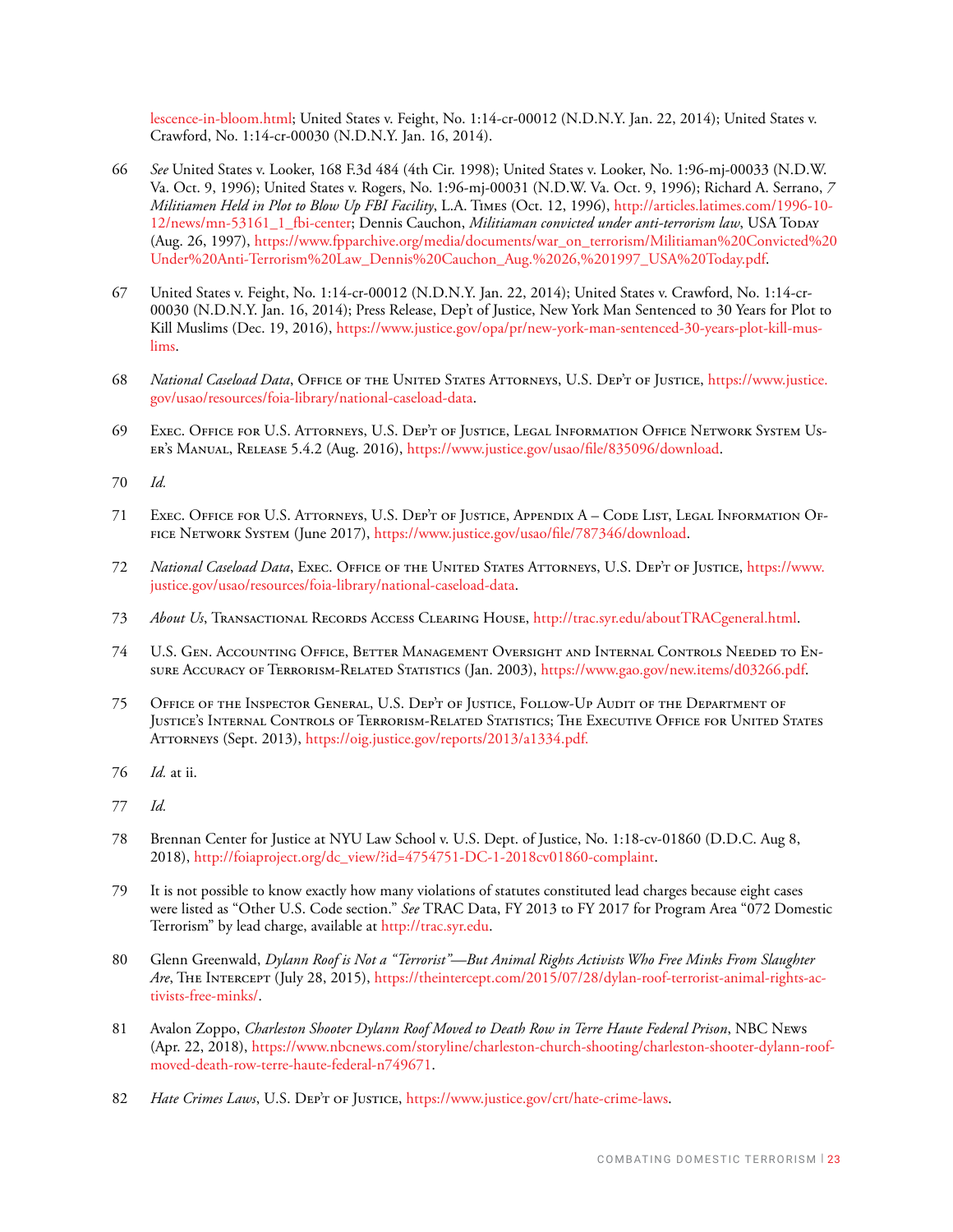lescence-in-bloom.html; United States v. Feight, No. 1:14-cr-00012 (N.D.N.Y. Jan. 22, 2014); United States v. Crawford, No. 1:14-cr-00030 (N.D.N.Y. Jan. 16, 2014).

66 *See* United States v. Looker, 168 F.3d 484 (4th Cir. 1998); United States v. Looker, No. 1:96-mj-00033 (N.D.W. Va. Oct. 9, 1996); United States v. Rogers, No. 1:96-mj-00031 (N.D.W. Va. Oct. 9, 1996); Richard A. Serrano, *7 Militiamen Held in Plot to Blow Up FBI Facility*, L.A. Times (Oct. 12, 1996), http://articles.latimes.com/1996-10-12/news/mn-53161_1_fbi-center; Dennis Cauchon, *Militiaman convicted under anti-terrorism law*, USA Today (Aug. 26, 1997), https://www.fpparchive.org/media/documents/war_on_terrorism/Militiaman%20Convicted%20Under%20Anti-Terrorism%20Law_Dennis%20Cauchon_Aug.%2026,%201997_USA%20Today.pdf.

67 United States v. Feight, No. 1:14-cr-00012 (N.D.N.Y. Jan. 22, 2014); United States v. Crawford, No. 1:14-cr-00030 (N.D.N.Y. Jan. 16, 2014); Press Release, Dep't of Justice, New York Man Sentenced to 30 Years for Plot to Kill Muslims (Dec. 19, 2016), https://www.justice.gov/opa/pr/new-york-man-sentenced-30-years-plot-kill-muslims.

68 *National Caseload Data*, Office of the United States Attorneys, U.S. Dep't of Justice, https://www.justice.gov/usao/resources/foia-library/national-caseload-data.

69 Exec. Office for U.S. Attorneys, U.S. Dep't of Justice, Legal Information Office Network System User's Manual, Release 5.4.2 (Aug. 2016), https://www.justice.gov/usao/file/835096/download.

70 *Id.*

71 Exec. Office for U.S. Attorneys, U.S. Dep't of Justice, Appendix A – Code List, Legal Information Office Network System (June 2017), https://www.justice.gov/usao/file/787346/download.

72 *National Caseload Data*, Exec. Office of the United States Attorneys, U.S. Dep't of Justice, https://www.justice.gov/usao/resources/foia-library/national-caseload-data.

73 *About Us*, Transactional Records Access Clearing House, http://trac.syr.edu/aboutTRACgeneral.html.

74 U.S. Gen. Accounting Office, Better Management Oversight and Internal Controls Needed to Ensure Accuracy of Terrorism-Related Statistics (Jan. 2003), https://www.gao.gov/new.items/d03266.pdf.

75 Office of the Inspector General, U.S. Dep't of Justice, Follow-Up Audit of the Department of Justice's Internal Controls of Terrorism-Related Statistics; The Executive Office for United States Attorneys (Sept. 2013), https://oig.justice.gov/reports/2013/a1334.pdf.

76 *Id.* at ii.

77 *Id.*

78 Brennan Center for Justice at NYU Law School v. U.S. Dept. of Justice, No. 1:18-cv-01860 (D.D.C. Aug 8, 2018), http://foiaproject.org/dc_view/?id=4754751-DC-1-2018cv01860-complaint.

79 It is not possible to know exactly how many violations of statutes constituted lead charges because eight cases were listed as "Other U.S. Code section." *See* TRAC Data, FY 2013 to FY 2017 for Program Area "072 Domestic Terrorism" by lead charge, available at http://trac.syr.edu.

80 Glenn Greenwald, *Dylann Roof is Not a "Terrorist"—But Animal Rights Activists Who Free Minks From Slaughter Are*, The Intercept (July 28, 2015), https://theintercept.com/2015/07/28/dylan-roof-terrorist-animal-rights-activists-free-minks/.

81 Avalon Zoppo, *Charleston Shooter Dylann Roof Moved to Death Row in Terre Haute Federal Prison*, NBC News (Apr. 22, 2018), https://www.nbcnews.com/storyline/charleston-church-shooting/charleston-shooter-dylann-roof-moved-death-row-terre-haute-federal-n749671.

82 *Hate Crimes Laws*, U.S. Dep't of Justice, https://www.justice.gov/crt/hate-crime-laws.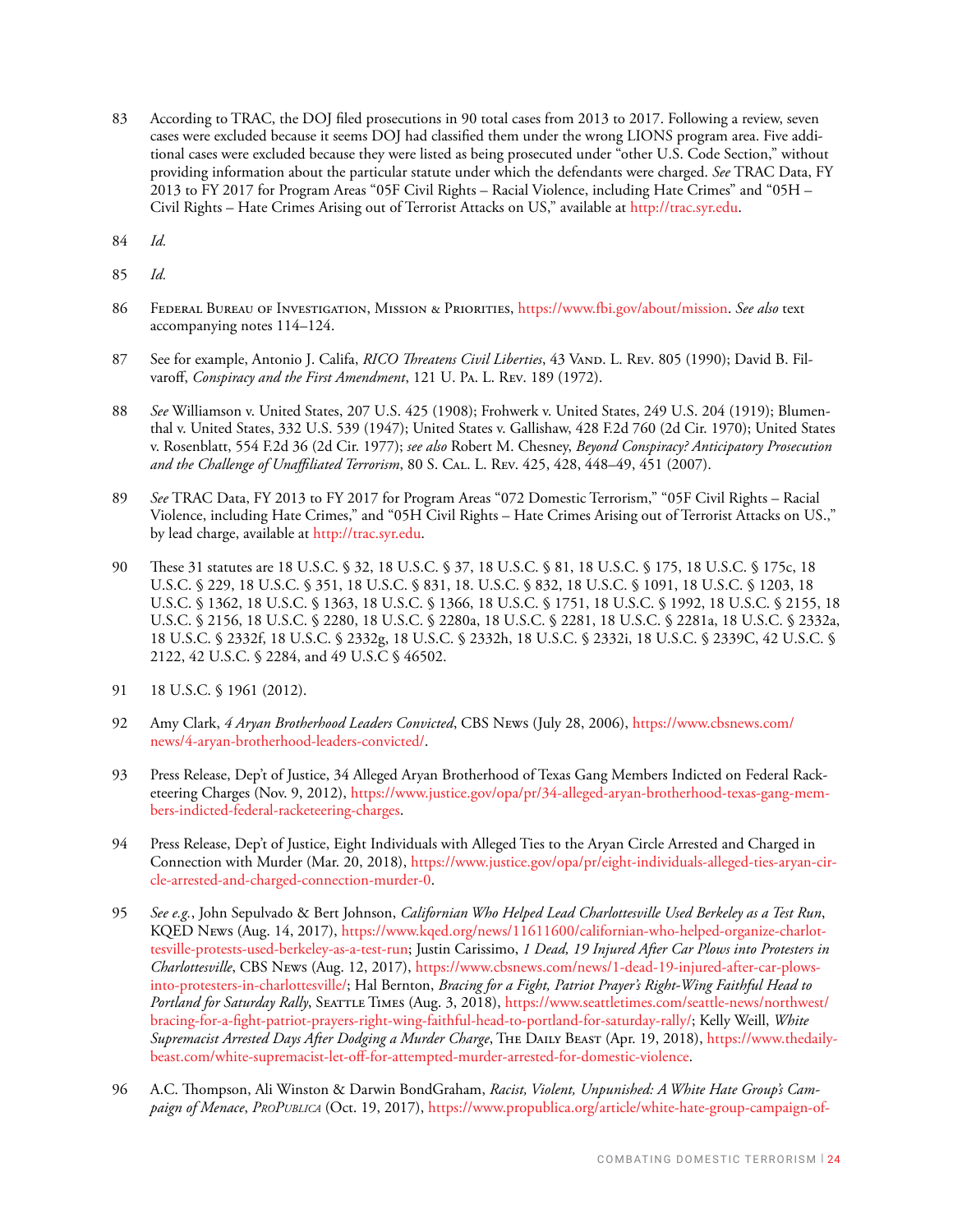83 According to TRAC, the DOJ filed prosecutions in 90 total cases from 2013 to 2017. Following a review, seven cases were excluded because it seems DOJ had classified them under the wrong LIONS program area. Five additional cases were excluded because they were listed as being prosecuted under "other U.S. Code Section," without providing information about the particular statute under which the defendants were charged. *See* TRAC Data, FY 2013 to FY 2017 for Program Areas "05F Civil Rights – Racial Violence, including Hate Crimes" and "05H – Civil Rights – Hate Crimes Arising out of Terrorist Attacks on US," available at http://trac.syr.edu.

84 *Id.*

85 *Id.*

86 Federal Bureau of Investigation, Mission & Priorities, https://www.fbi.gov/about/mission. *See also* text accompanying notes 114–124.

87 See for example, Antonio J. Califa, *RICO Threatens Civil Liberties*, 43 Vand. L. Rev. 805 (1990); David B. Filvaroff, *Conspiracy and the First Amendment*, 121 U. Pa. L. Rev. 189 (1972).

88 *See* Williamson v. United States, 207 U.S. 425 (1908); Frohwerk v. United States, 249 U.S. 204 (1919); Blumenthal v. United States, 332 U.S. 539 (1947); United States v. Gallishaw, 428 F.2d 760 (2d Cir. 1970); United States v. Rosenblatt, 554 F.2d 36 (2d Cir. 1977); *see also* Robert M. Chesney, *Beyond Conspiracy? Anticipatory Prosecution and the Challenge of Unaffiliated Terrorism*, 80 S. Cal. L. Rev. 425, 428, 448–49, 451 (2007).

89 *See* TRAC Data, FY 2013 to FY 2017 for Program Areas "072 Domestic Terrorism," "05F Civil Rights – Racial Violence, including Hate Crimes," and "05H Civil Rights – Hate Crimes Arising out of Terrorist Attacks on US.," by lead charge, available at http://trac.syr.edu.

90 These 31 statutes are 18 U.S.C. § 32, 18 U.S.C. § 37, 18 U.S.C. § 81, 18 U.S.C. § 175, 18 U.S.C. § 175c, 18 U.S.C. § 229, 18 U.S.C. § 351, 18 U.S.C. § 831, 18. U.S.C. § 832, 18 U.S.C. § 1091, 18 U.S.C. § 1203, 18 U.S.C. § 1362, 18 U.S.C. § 1363, 18 U.S.C. § 1366, 18 U.S.C. § 1751, 18 U.S.C. § 1992, 18 U.S.C. § 2155, 18 U.S.C. § 2156, 18 U.S.C. § 2280, 18 U.S.C. § 2280a, 18 U.S.C. § 2281, 18 U.S.C. § 2281a, 18 U.S.C. § 2332a, 18 U.S.C. § 2332f, 18 U.S.C. § 2332g, 18 U.S.C. § 2332h, 18 U.S.C. § 2332i, 18 U.S.C. § 2339C, 42 U.S.C. § 2122, 42 U.S.C. § 2284, and 49 U.S.C § 46502.

91 18 U.S.C. § 1961 (2012).

92 Amy Clark, *4 Aryan Brotherhood Leaders Convicted*, CBS News (July 28, 2006), https://www.cbsnews.com/news/4-aryan-brotherhood-leaders-convicted/.

93 Press Release, Dep't of Justice, 34 Alleged Aryan Brotherhood of Texas Gang Members Indicted on Federal Racketeering Charges (Nov. 9, 2012), https://www.justice.gov/opa/pr/34-alleged-aryan-brotherhood-texas-gang-members-indicted-federal-racketeering-charges.

94 Press Release, Dep't of Justice, Eight Individuals with Alleged Ties to the Aryan Circle Arrested and Charged in Connection with Murder (Mar. 20, 2018), https://www.justice.gov/opa/pr/eight-individuals-alleged-ties-aryan-circle-arrested-and-charged-connection-murder-0.

95 *See e.g.*, John Sepulvado & Bert Johnson, *Californian Who Helped Lead Charlottesville Used Berkeley as a Test Run*, KQED News (Aug. 14, 2017), https://www.kqed.org/news/11611600/californian-who-helped-organize-charlottesville-protests-used-berkeley-as-a-test-run; Justin Carissimo, *1 Dead, 19 Injured After Car Plows into Protesters in Charlottesville*, CBS News (Aug. 12, 2017), https://www.cbsnews.com/news/1-dead-19-injured-after-car-plows-into-protesters-in-charlottesville/; Hal Bernton, *Bracing for a Fight, Patriot Prayer's Right-Wing Faithful Head to Portland for Saturday Rally*, Seattle Times (Aug. 3, 2018), https://www.seattletimes.com/seattle-news/northwest/bracing-for-a-fight-patriot-prayers-right-wing-faithful-head-to-portland-for-saturday-rally/; Kelly Weill, *White Supremacist Arrested Days After Dodging a Murder Charge*, The Daily Beast (Apr. 19, 2018), https://www.thedailybeast.com/white-supremacist-let-off-for-attempted-murder-arrested-for-domestic-violence.

96 A.C. Thompson, Ali Winston & Darwin BondGraham, *Racist, Violent, Unpunished: A White Hate Group's Campaign of Menace*, *ProPublica* (Oct. 19, 2017), https://www.propublica.org/article/white-hate-group-campaign-of-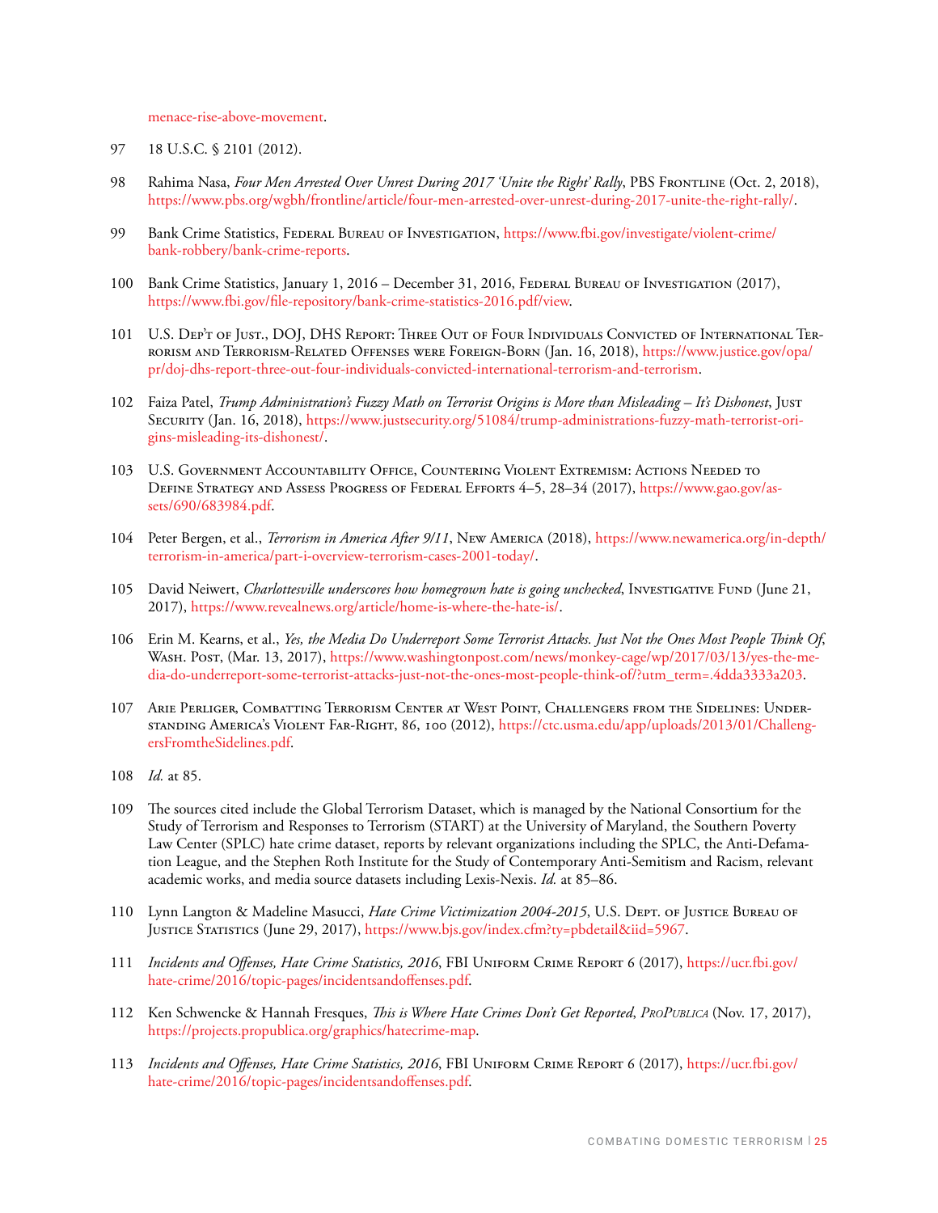menace-rise-above-movement.

97 18 U.S.C. § 2101 (2012).

98 Rahima Nasa, *Four Men Arrested Over Unrest During 2017 'Unite the Right' Rally*, PBS Frontline (Oct. 2, 2018), https://www.pbs.org/wgbh/frontline/article/four-men-arrested-over-unrest-during-2017-unite-the-right-rally/.

99 Bank Crime Statistics, Federal Bureau of Investigation, https://www.fbi.gov/investigate/violent-crime/bank-robbery/bank-crime-reports.

100 Bank Crime Statistics, January 1, 2016 – December 31, 2016, Federal Bureau of Investigation (2017), https://www.fbi.gov/file-repository/bank-crime-statistics-2016.pdf/view.

101 U.S. Dep't of Just., DOJ, DHS Report: Three Out of Four Individuals Convicted of International Terrorism and Terrorism-Related Offenses were Foreign-Born (Jan. 16, 2018), https://www.justice.gov/opa/pr/doj-dhs-report-three-out-four-individuals-convicted-international-terrorism-and-terrorism.

102 Faiza Patel, *Trump Administration's Fuzzy Math on Terrorist Origins is More than Misleading – It's Dishonest*, Just Security (Jan. 16, 2018), https://www.justsecurity.org/51084/trump-administrations-fuzzy-math-terrorist-origins-misleading-its-dishonest/.

103 U.S. Government Accountability Office, Countering Violent Extremism: Actions Needed to Define Strategy and Assess Progress of Federal Efforts 4–5, 28–34 (2017), https://www.gao.gov/assets/690/683984.pdf.

104 Peter Bergen, et al., *Terrorism in America After 9/11*, New America (2018), https://www.newamerica.org/in-depth/terrorism-in-america/part-i-overview-terrorism-cases-2001-today/.

105 David Neiwert, *Charlottesville underscores how homegrown hate is going unchecked*, Investigative Fund (June 21, 2017), https://www.revealnews.org/article/home-is-where-the-hate-is/.

106 Erin M. Kearns, et al., *Yes, the Media Do Underreport Some Terrorist Attacks. Just Not the Ones Most People Think Of*, Wash. Post, (Mar. 13, 2017), https://www.washingtonpost.com/news/monkey-cage/wp/2017/03/13/yes-the-media-do-underreport-some-terrorist-attacks-just-not-the-ones-most-people-think-of/?utm_term=.4dda3333a203.

107 Arie Perliger, Combatting Terrorism Center at West Point, Challengers from the Sidelines: Understanding America's Violent Far-Right, 86, 100 (2012), https://ctc.usma.edu/app/uploads/2013/01/ChallengersFromtheSidelines.pdf.

108 *Id.* at 85.

109 The sources cited include the Global Terrorism Dataset, which is managed by the National Consortium for the Study of Terrorism and Responses to Terrorism (START) at the University of Maryland, the Southern Poverty Law Center (SPLC) hate crime dataset, reports by relevant organizations including the SPLC, the Anti-Defamation League, and the Stephen Roth Institute for the Study of Contemporary Anti-Semitism and Racism, relevant academic works, and media source datasets including Lexis-Nexis. *Id.* at 85–86.

110 Lynn Langton & Madeline Masucci, *Hate Crime Victimization 2004-2015*, U.S. Dept. of Justice Bureau of Justice Statistics (June 29, 2017), https://www.bjs.gov/index.cfm?ty=pbdetail&iid=5967.

111 *Incidents and Offenses, Hate Crime Statistics, 2016*, FBI Uniform Crime Report 6 (2017), https://ucr.fbi.gov/hate-crime/2016/topic-pages/incidentsandoffenses.pdf.

112 Ken Schwencke & Hannah Fresques, *This is Where Hate Crimes Don't Get Reported*, *ProPublica* (Nov. 17, 2017), https://projects.propublica.org/graphics/hatecrime-map.

113 *Incidents and Offenses, Hate Crime Statistics, 2016*, FBI Uniform Crime Report 6 (2017), https://ucr.fbi.gov/hate-crime/2016/topic-pages/incidentsandoffenses.pdf.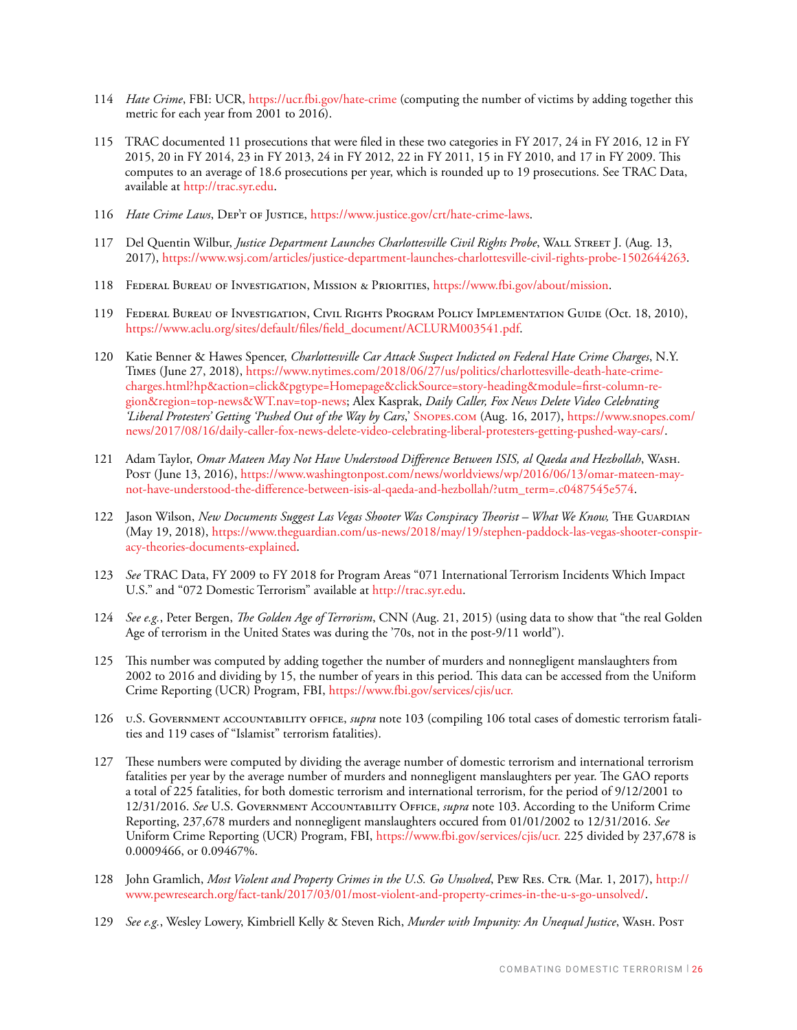114 *Hate Crime*, FBI: UCR, https://ucr.fbi.gov/hate-crime (computing the number of victims by adding together this metric for each year from 2001 to 2016).

115 TRAC documented 11 prosecutions that were filed in these two categories in FY 2017, 24 in FY 2016, 12 in FY 2015, 20 in FY 2014, 23 in FY 2013, 24 in FY 2012, 22 in FY 2011, 15 in FY 2010, and 17 in FY 2009. This computes to an average of 18.6 prosecutions per year, which is rounded up to 19 prosecutions. See TRAC Data, available at http://trac.syr.edu.

116 *Hate Crime Laws*, Dep't of Justice, https://www.justice.gov/crt/hate-crime-laws.

117 Del Quentin Wilbur, *Justice Department Launches Charlottesville Civil Rights Probe*, Wall Street J. (Aug. 13, 2017), https://www.wsj.com/articles/justice-department-launches-charlottesville-civil-rights-probe-1502644263.

118 Federal Bureau of Investigation, Mission & Priorities, https://www.fbi.gov/about/mission.

119 Federal Bureau of Investigation, Civil Rights Program Policy Implementation Guide (Oct. 18, 2010), https://www.aclu.org/sites/default/files/field_document/ACLURM003541.pdf.

120 Katie Benner & Hawes Spencer, *Charlottesville Car Attack Suspect Indicted on Federal Hate Crime Charges*, N.Y. Times (June 27, 2018), https://www.nytimes.com/2018/06/27/us/politics/charlottesville-death-hate-crime-charges.html?hp&action=click&pgtype=Homepage&clickSource=story-heading&module=first-column-region&region=top-news&WT.nav=top-news; Alex Kasprak, *Daily Caller, Fox News Delete Video Celebrating 'Liberal Protesters' Getting 'Pushed Out of the Way by Cars,'* Snopes.com (Aug. 16, 2017), https://www.snopes.com/news/2017/08/16/daily-caller-fox-news-delete-video-celebrating-liberal-protesters-getting-pushed-way-cars/.

121 Adam Taylor, *Omar Mateen May Not Have Understood Difference Between ISIS, al Qaeda and Hezbollah*, Wash. Post (June 13, 2016), https://www.washingtonpost.com/news/worldviews/wp/2016/06/13/omar-mateen-may-not-have-understood-the-difference-between-isis-al-qaeda-and-hezbollah/?utm_term=.c0487545e574.

122 Jason Wilson, *New Documents Suggest Las Vegas Shooter Was Conspiracy Theorist – What We Know,* The Guardian (May 19, 2018), https://www.theguardian.com/us-news/2018/may/19/stephen-paddock-las-vegas-shooter-conspiracy-theories-documents-explained.

123 *See* TRAC Data, FY 2009 to FY 2018 for Program Areas "071 International Terrorism Incidents Which Impact U.S." and "072 Domestic Terrorism" available at http://trac.syr.edu.

124 *See e.g.*, Peter Bergen, *The Golden Age of Terrorism*, CNN (Aug. 21, 2015) (using data to show that "the real Golden Age of terrorism in the United States was during the '70s, not in the post-9/11 world").

125 This number was computed by adding together the number of murders and nonnegligent manslaughters from 2002 to 2016 and dividing by 15, the number of years in this period. This data can be accessed from the Uniform Crime Reporting (UCR) Program, FBI, https://www.fbi.gov/services/cjis/ucr.

126 u.S. Government accountability office, *supra* note 103 (compiling 106 total cases of domestic terrorism fatalities and 119 cases of "Islamist" terrorism fatalities).

127 These numbers were computed by dividing the average number of domestic terrorism and international terrorism fatalities per year by the average number of murders and nonnegligent manslaughters per year. The GAO reports a total of 225 fatalities, for both domestic terrorism and international terrorism, for the period of 9/12/2001 to 12/31/2016. *See* U.S. Government Accountability Office, *supra* note 103. According to the Uniform Crime Reporting, 237,678 murders and nonnegligent manslaughters occured from 01/01/2002 to 12/31/2016. *See* Uniform Crime Reporting (UCR) Program, FBI, https://www.fbi.gov/services/cjis/ucr. 225 divided by 237,678 is 0.0009466, or 0.09467%.

128 John Gramlich, *Most Violent and Property Crimes in the U.S. Go Unsolved*, Pew Res. Ctr. (Mar. 1, 2017), http://www.pewresearch.org/fact-tank/2017/03/01/most-violent-and-property-crimes-in-the-u-s-go-unsolved/.

129 *See e.g.*, Wesley Lowery, Kimbriell Kelly & Steven Rich, *Murder with Impunity: An Unequal Justice*, Wash. Post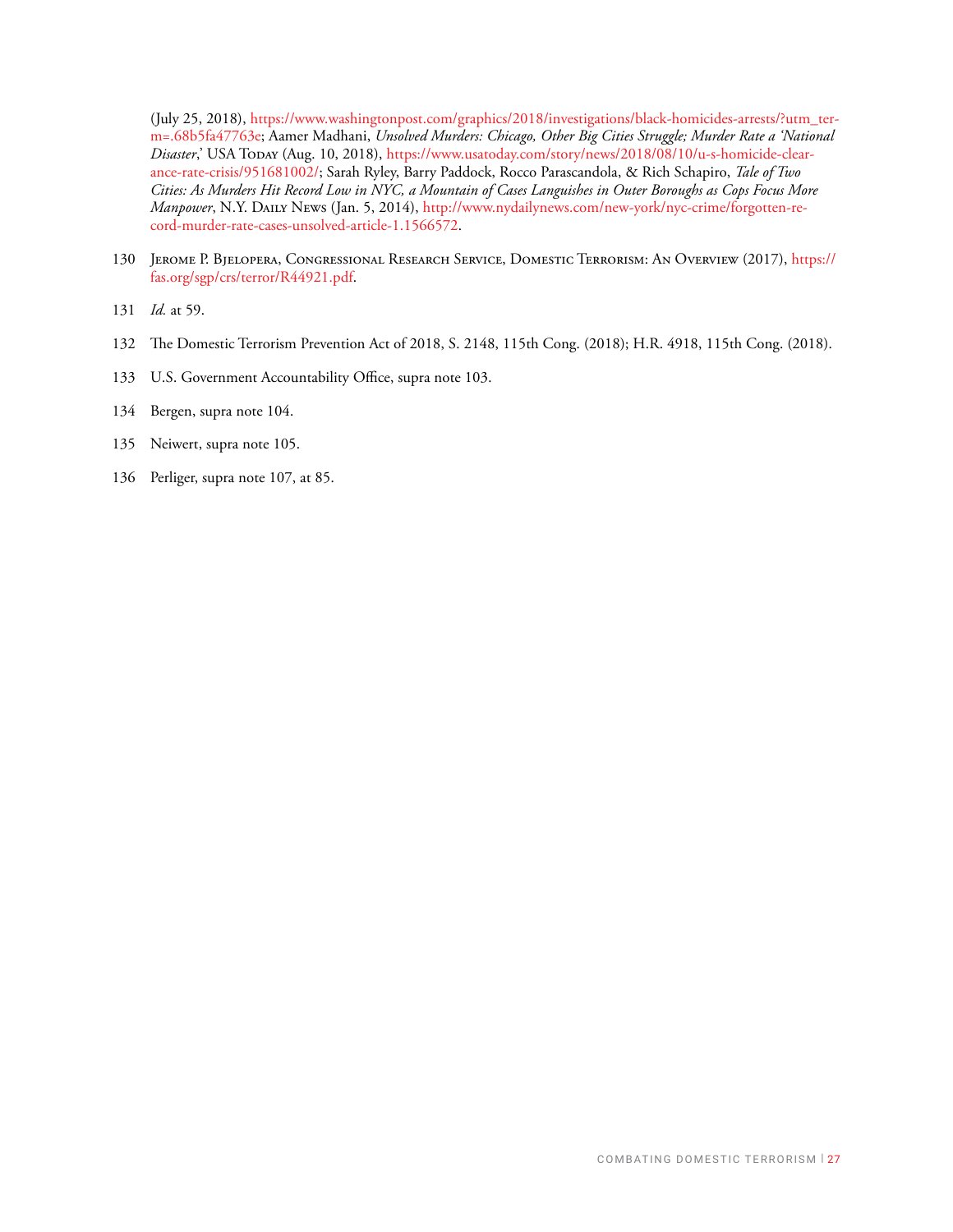(July 25, 2018), https://www.washingtonpost.com/graphics/2018/investigations/black-homicides-arrests/?utm_term=.68b5fa47763e; Aamer Madhani, *Unsolved Murders: Chicago, Other Big Cities Struggle; Murder Rate a 'National Disaster*,' USA Today (Aug. 10, 2018), https://www.usatoday.com/story/news/2018/08/10/u-s-homicide-clearance-rate-crisis/951681002/; Sarah Ryley, Barry Paddock, Rocco Parascandola, & Rich Schapiro, *Tale of Two Cities: As Murders Hit Record Low in NYC, a Mountain of Cases Languishes in Outer Boroughs as Cops Focus More Manpower*, N.Y. Daily News (Jan. 5, 2014), http://www.nydailynews.com/new-york/nyc-crime/forgotten-record-murder-rate-cases-unsolved-article-1.1566572.

130 Jerome P. Bjelopera, Congressional Research Service, Domestic Terrorism: An Overview (2017), https://fas.org/sgp/crs/terror/R44921.pdf.

131 *Id.* at 59.

132 The Domestic Terrorism Prevention Act of 2018, S. 2148, 115th Cong. (2018); H.R. 4918, 115th Cong. (2018).

133 U.S. Government Accountability Office, supra note 103.

134 Bergen, supra note 104.

135 Neiwert, supra note 105.

136 Perliger, supra note 107, at 85.